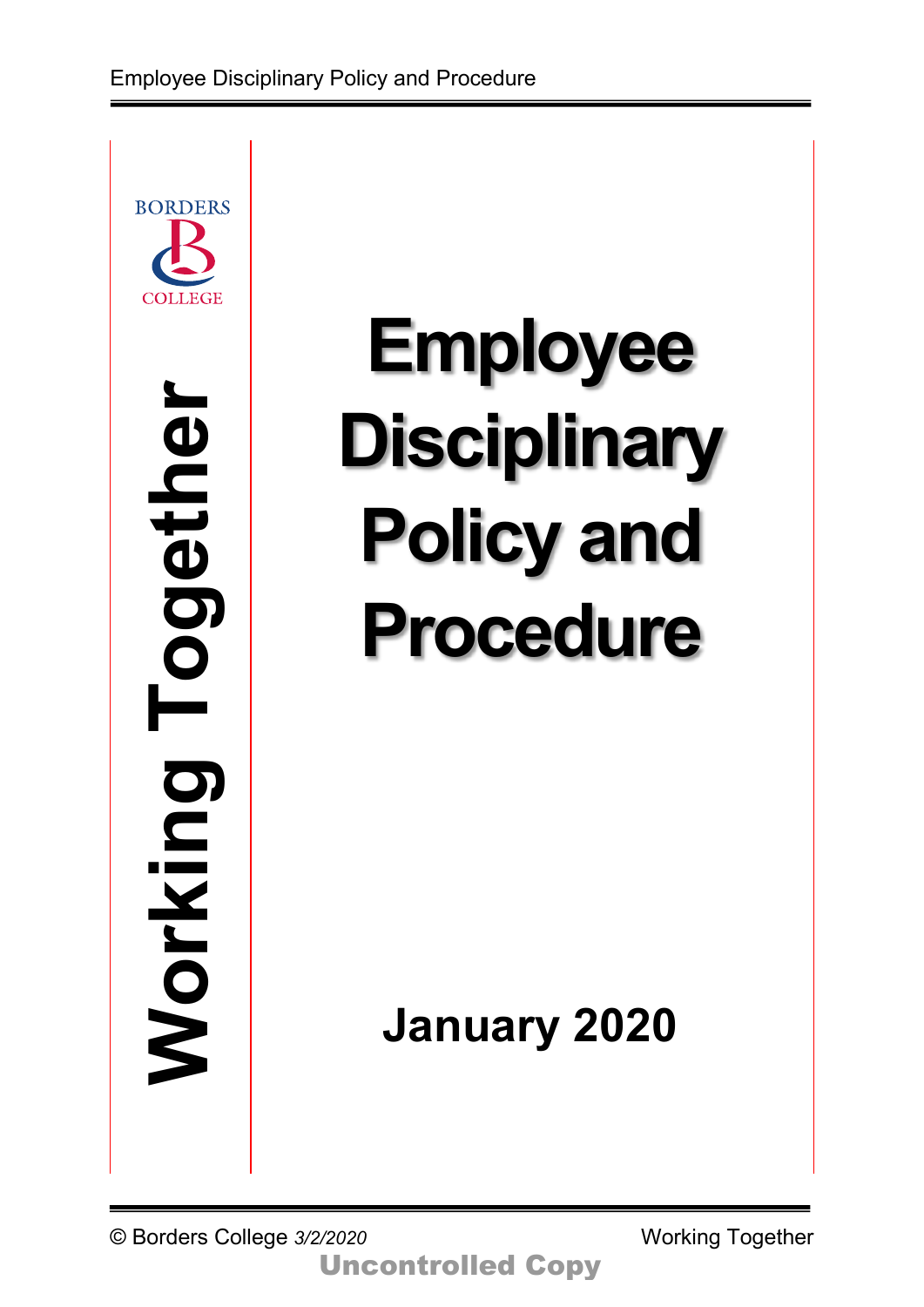BORDERS COLLEGE

**Working Together**

# Employee Disciplinary Policy and Procedure

**January 2020**

© Borders College *3/2/2020*

Working Together

**Uncontrolled Copy**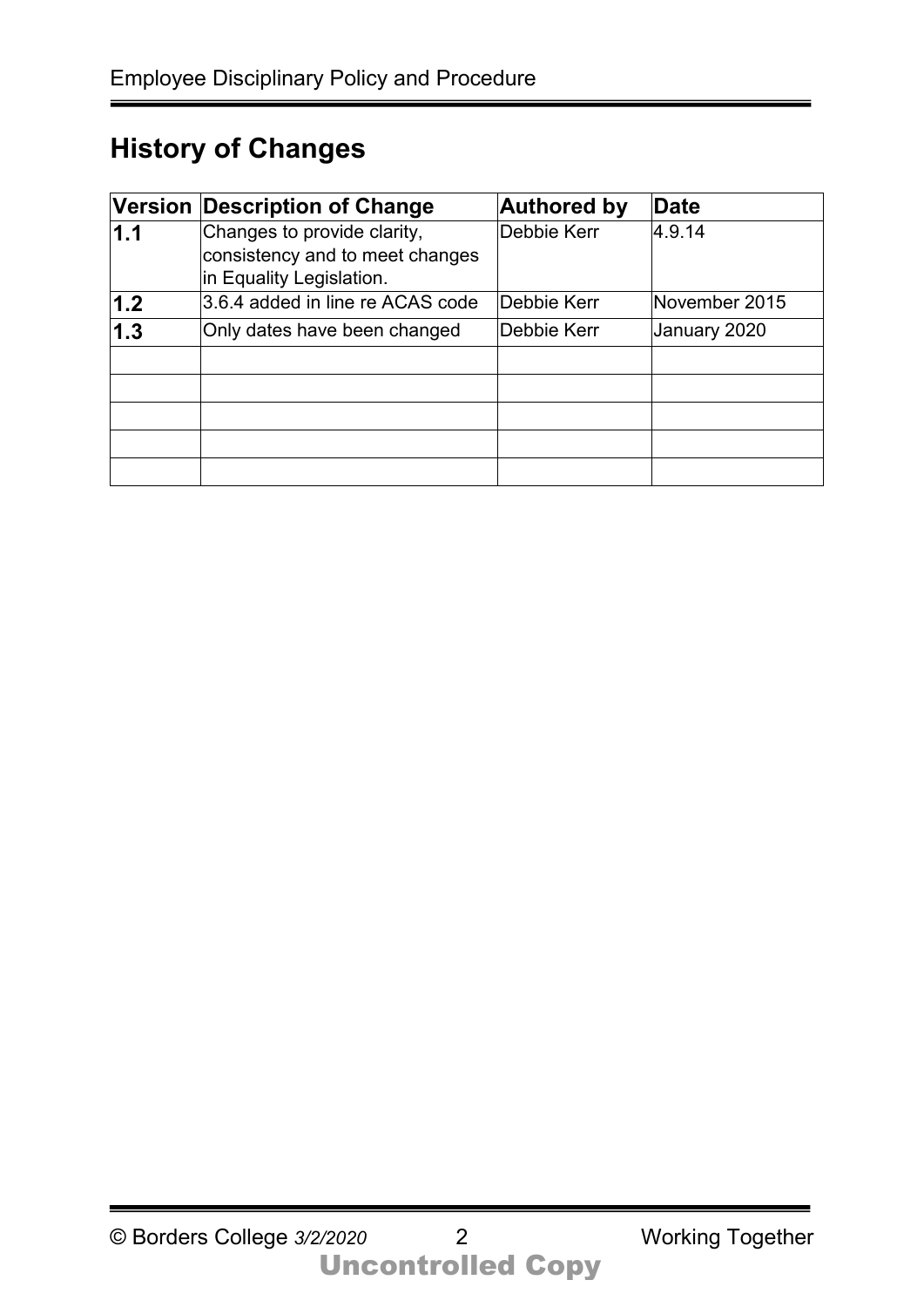## History of Changes

| Version | Description of Change | Authored by | Date |
|---|---|---|---|
| **1.1** | Changes to provide clarity, consistency and to meet changes in Equality Legislation. | Debbie Kerr | 4.9.14 |
| **1.2** | 3.6.4 added in line re ACAS code | Debbie Kerr | November 2015 |
| **1.3** | Only dates have been changed | Debbie Kerr | January 2020 |
| | | | |
| | | | |
| | | | |
| | | | |
| | | | |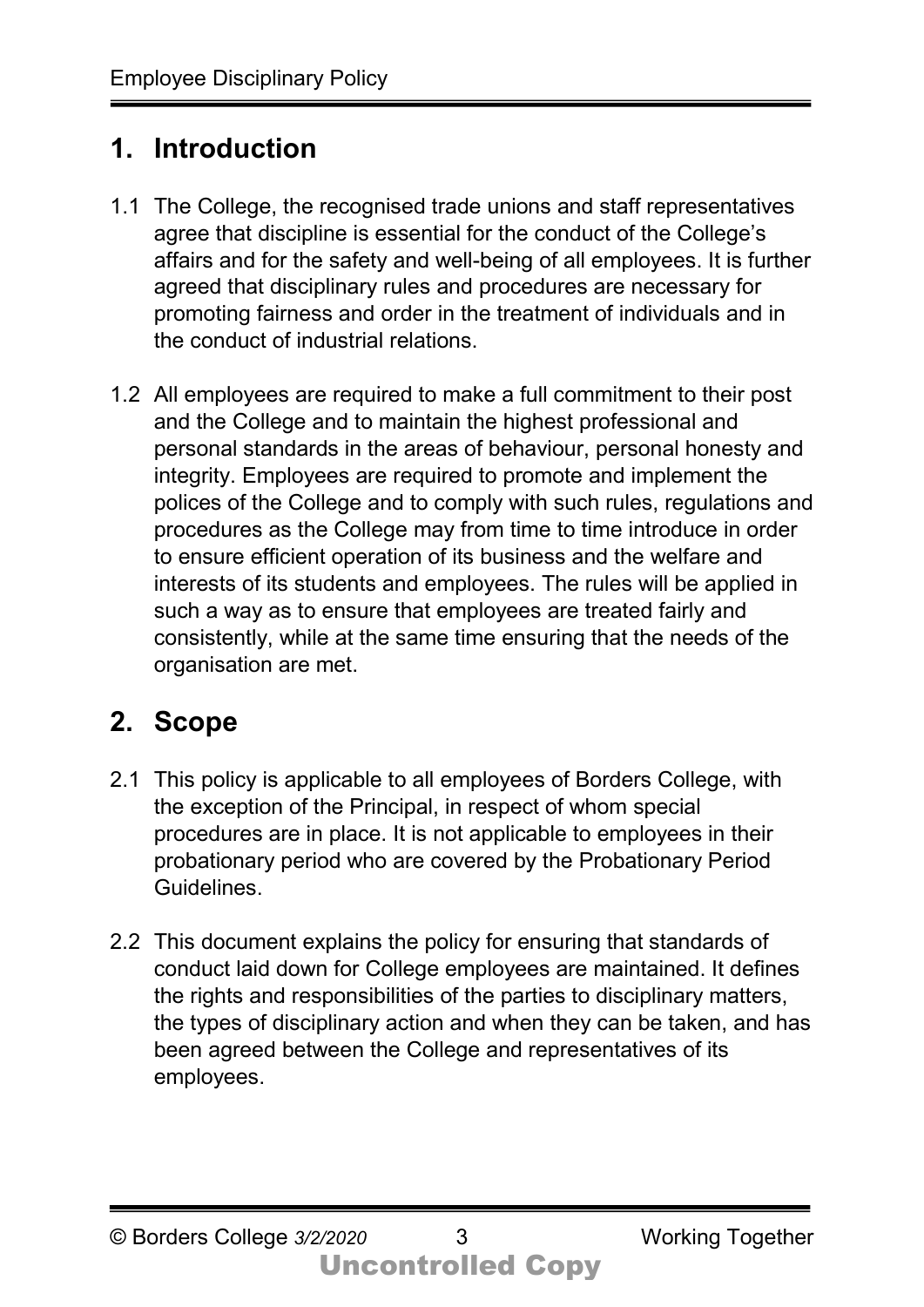## 1. Introduction

1.1 The College, the recognised trade unions and staff representatives agree that discipline is essential for the conduct of the College's affairs and for the safety and well-being of all employees. It is further agreed that disciplinary rules and procedures are necessary for promoting fairness and order in the treatment of individuals and in the conduct of industrial relations.

1.2 All employees are required to make a full commitment to their post and the College and to maintain the highest professional and personal standards in the areas of behaviour, personal honesty and integrity. Employees are required to promote and implement the polices of the College and to comply with such rules, regulations and procedures as the College may from time to time introduce in order to ensure efficient operation of its business and the welfare and interests of its students and employees. The rules will be applied in such a way as to ensure that employees are treated fairly and consistently, while at the same time ensuring that the needs of the organisation are met.

## 2. Scope

2.1 This policy is applicable to all employees of Borders College, with the exception of the Principal, in respect of whom special procedures are in place. It is not applicable to employees in their probationary period who are covered by the Probationary Period Guidelines.

2.2 This document explains the policy for ensuring that standards of conduct laid down for College employees are maintained. It defines the rights and responsibilities of the parties to disciplinary matters, the types of disciplinary action and when they can be taken, and has been agreed between the College and representatives of its employees.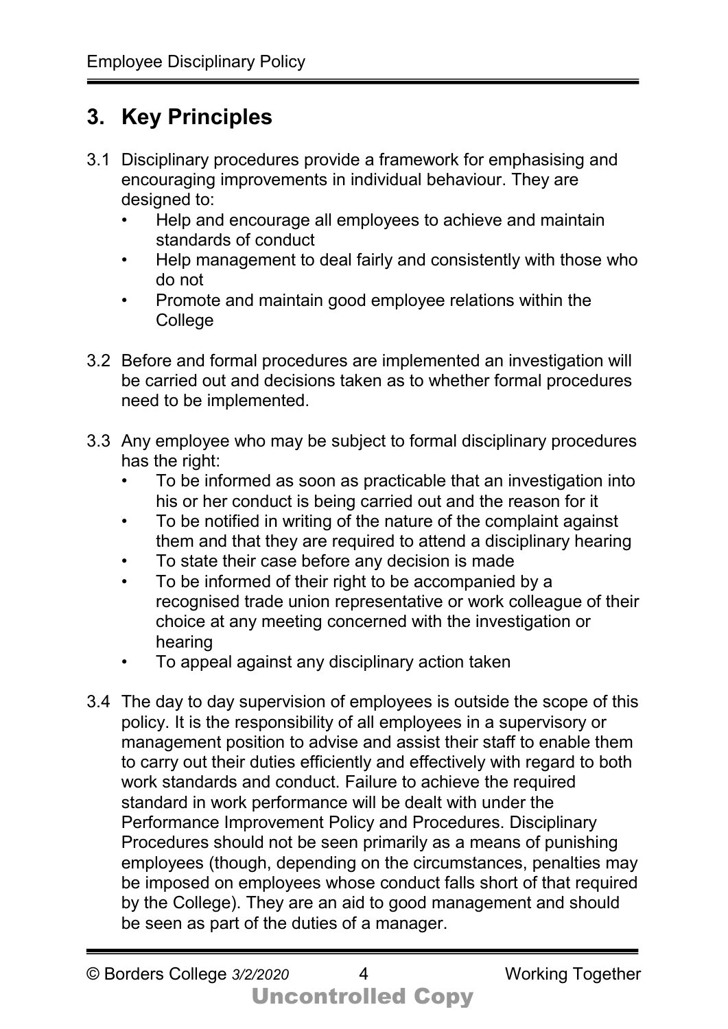## 3. Key Principles

3.1 Disciplinary procedures provide a framework for emphasising and encouraging improvements in individual behaviour. They are designed to:

- Help and encourage all employees to achieve and maintain standards of conduct
- Help management to deal fairly and consistently with those who do not
- Promote and maintain good employee relations within the College

3.2 Before and formal procedures are implemented an investigation will be carried out and decisions taken as to whether formal procedures need to be implemented.

3.3 Any employee who may be subject to formal disciplinary procedures has the right:

- To be informed as soon as practicable that an investigation into his or her conduct is being carried out and the reason for it
- To be notified in writing of the nature of the complaint against them and that they are required to attend a disciplinary hearing
- To state their case before any decision is made
- To be informed of their right to be accompanied by a recognised trade union representative or work colleague of their choice at any meeting concerned with the investigation or hearing
- To appeal against any disciplinary action taken

3.4 The day to day supervision of employees is outside the scope of this policy. It is the responsibility of all employees in a supervisory or management position to advise and assist their staff to enable them to carry out their duties efficiently and effectively with regard to both work standards and conduct. Failure to achieve the required standard in work performance will be dealt with under the Performance Improvement Policy and Procedures. Disciplinary Procedures should not be seen primarily as a means of punishing employees (though, depending on the circumstances, penalties may be imposed on employees whose conduct falls short of that required by the College). They are an aid to good management and should be seen as part of the duties of a manager.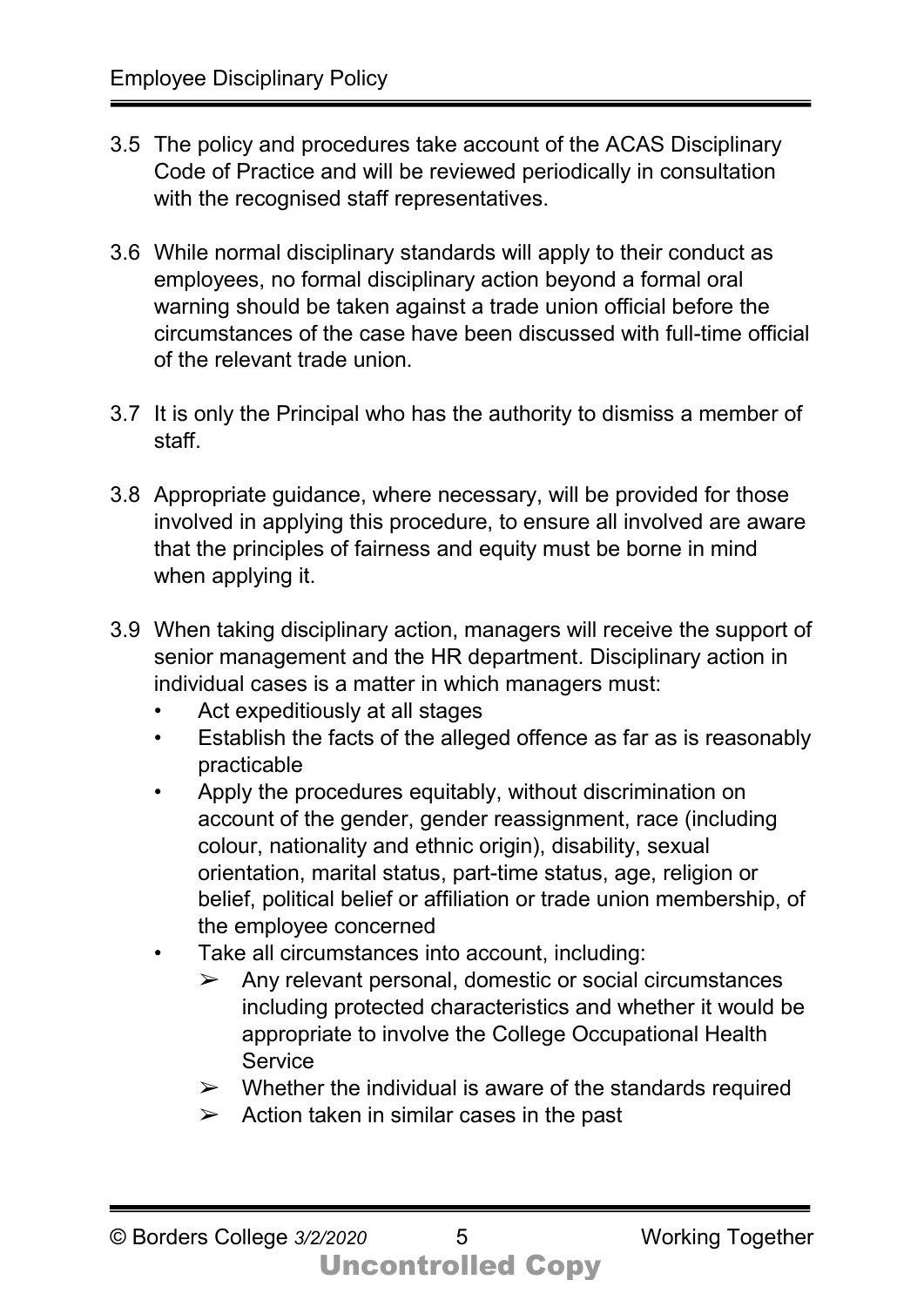3.5 The policy and procedures take account of the ACAS Disciplinary Code of Practice and will be reviewed periodically in consultation with the recognised staff representatives.

3.6 While normal disciplinary standards will apply to their conduct as employees, no formal disciplinary action beyond a formal oral warning should be taken against a trade union official before the circumstances of the case have been discussed with full-time official of the relevant trade union.

3.7 It is only the Principal who has the authority to dismiss a member of staff.

3.8 Appropriate guidance, where necessary, will be provided for those involved in applying this procedure, to ensure all involved are aware that the principles of fairness and equity must be borne in mind when applying it.

3.9 When taking disciplinary action, managers will receive the support of senior management and the HR department. Disciplinary action in individual cases is a matter in which managers must:

- Act expeditiously at all stages
- Establish the facts of the alleged offence as far as is reasonably practicable
- Apply the procedures equitably, without discrimination on account of the gender, gender reassignment, race (including colour, nationality and ethnic origin), disability, sexual orientation, marital status, part-time status, age, religion or belief, political belief or affiliation or trade union membership, of the employee concerned
- Take all circumstances into account, including:
  - ➢ Any relevant personal, domestic or social circumstances including protected characteristics and whether it would be appropriate to involve the College Occupational Health Service
  - ➢ Whether the individual is aware of the standards required
  - ➢ Action taken in similar cases in the past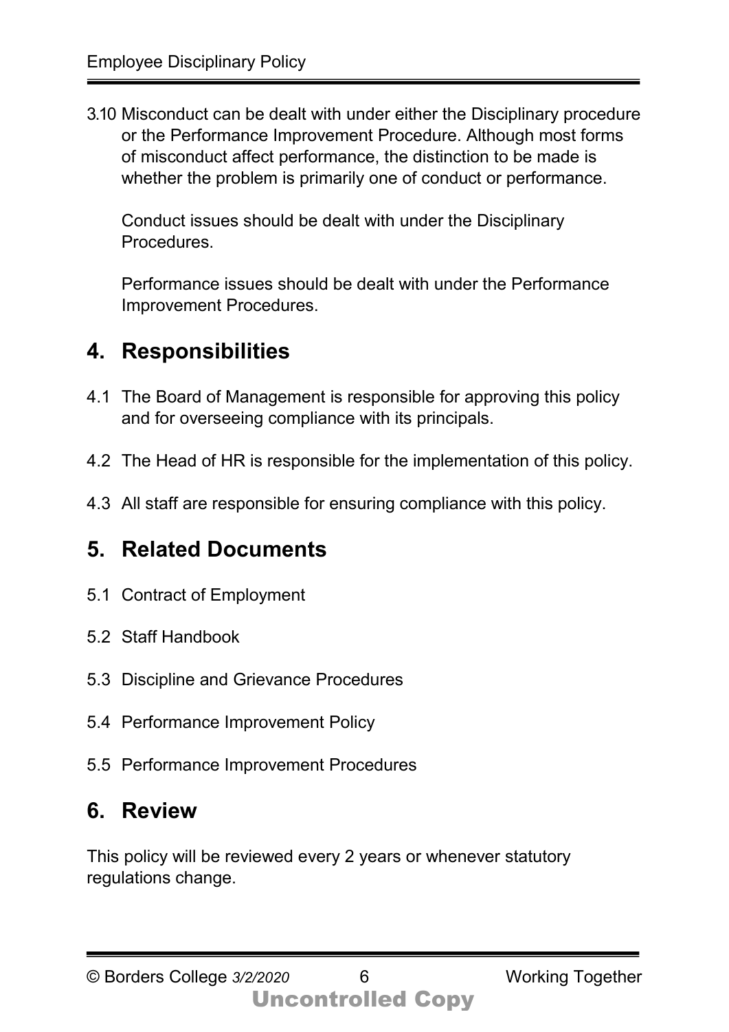3.10 Misconduct can be dealt with under either the Disciplinary procedure or the Performance Improvement Procedure. Although most forms of misconduct affect performance, the distinction to be made is whether the problem is primarily one of conduct or performance.

Conduct issues should be dealt with under the Disciplinary Procedures.

Performance issues should be dealt with under the Performance Improvement Procedures.

## 4. Responsibilities

4.1 The Board of Management is responsible for approving this policy and for overseeing compliance with its principals.

4.2 The Head of HR is responsible for the implementation of this policy.

4.3 All staff are responsible for ensuring compliance with this policy.

## 5. Related Documents

5.1 Contract of Employment

5.2 Staff Handbook

5.3 Discipline and Grievance Procedures

5.4 Performance Improvement Policy

5.5 Performance Improvement Procedures

## 6. Review

This policy will be reviewed every 2 years or whenever statutory regulations change.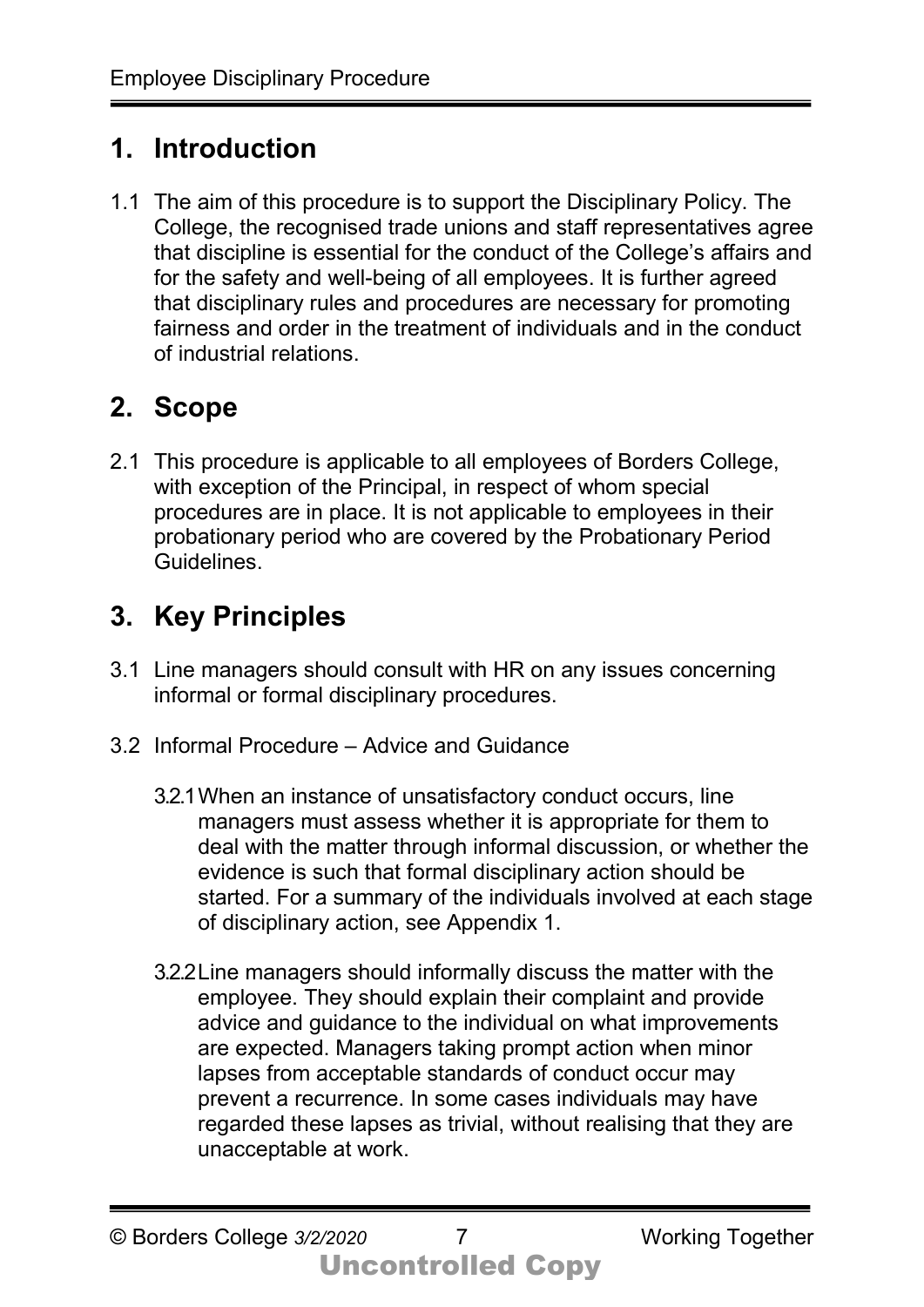## 1. Introduction

1.1 The aim of this procedure is to support the Disciplinary Policy. The College, the recognised trade unions and staff representatives agree that discipline is essential for the conduct of the College's affairs and for the safety and well-being of all employees. It is further agreed that disciplinary rules and procedures are necessary for promoting fairness and order in the treatment of individuals and in the conduct of industrial relations.

## 2. Scope

2.1 This procedure is applicable to all employees of Borders College, with exception of the Principal, in respect of whom special procedures are in place. It is not applicable to employees in their probationary period who are covered by the Probationary Period Guidelines.

## 3. Key Principles

3.1 Line managers should consult with HR on any issues concerning informal or formal disciplinary procedures.

3.2 Informal Procedure – Advice and Guidance

3.2.1 When an instance of unsatisfactory conduct occurs, line managers must assess whether it is appropriate for them to deal with the matter through informal discussion, or whether the evidence is such that formal disciplinary action should be started. For a summary of the individuals involved at each stage of disciplinary action, see Appendix 1.

3.2.2 Line managers should informally discuss the matter with the employee. They should explain their complaint and provide advice and guidance to the individual on what improvements are expected. Managers taking prompt action when minor lapses from acceptable standards of conduct occur may prevent a recurrence. In some cases individuals may have regarded these lapses as trivial, without realising that they are unacceptable at work.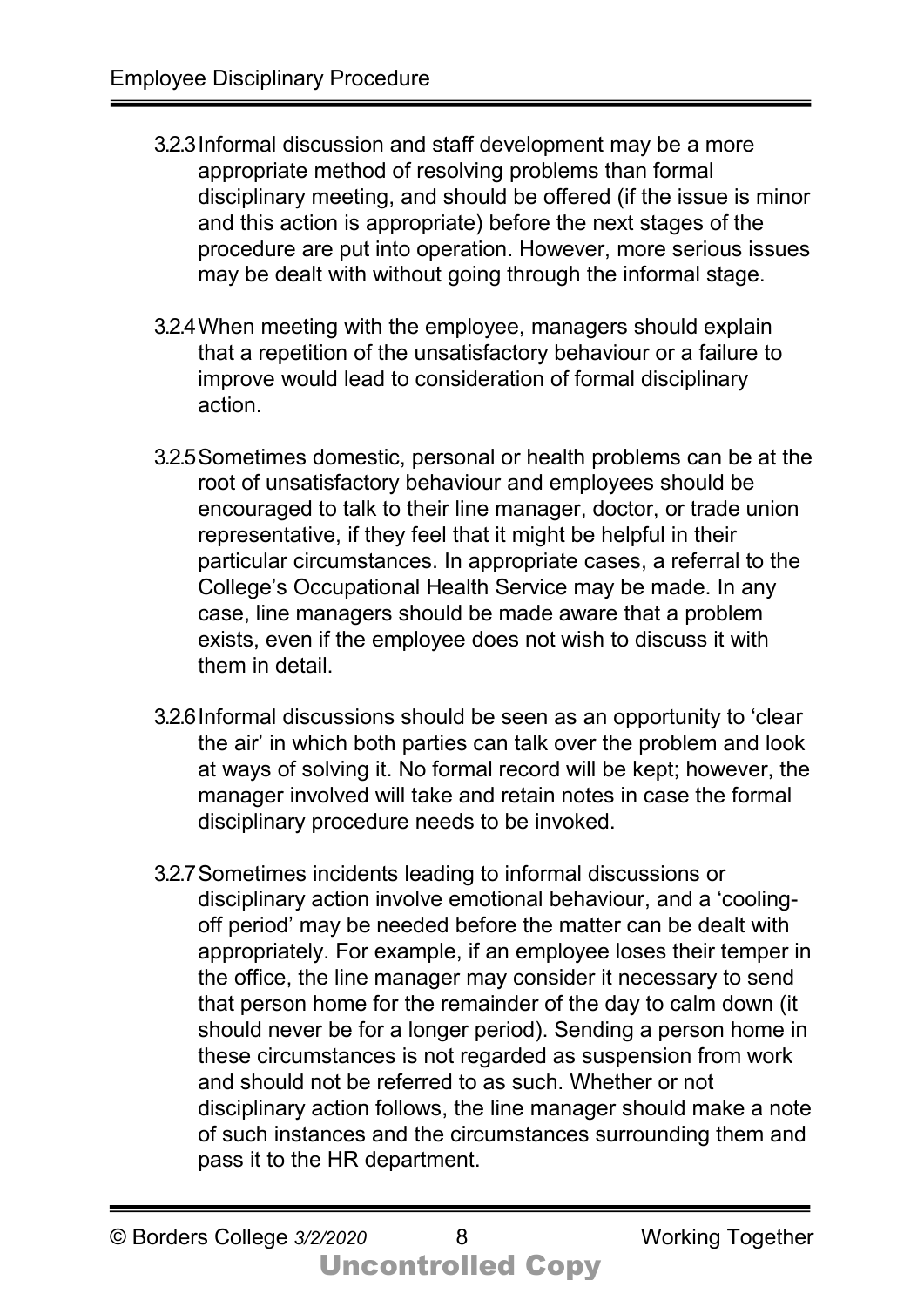3.2.3 Informal discussion and staff development may be a more appropriate method of resolving problems than formal disciplinary meeting, and should be offered (if the issue is minor and this action is appropriate) before the next stages of the procedure are put into operation. However, more serious issues may be dealt with without going through the informal stage.

3.2.4 When meeting with the employee, managers should explain that a repetition of the unsatisfactory behaviour or a failure to improve would lead to consideration of formal disciplinary action.

3.2.5 Sometimes domestic, personal or health problems can be at the root of unsatisfactory behaviour and employees should be encouraged to talk to their line manager, doctor, or trade union representative, if they feel that it might be helpful in their particular circumstances. In appropriate cases, a referral to the College's Occupational Health Service may be made. In any case, line managers should be made aware that a problem exists, even if the employee does not wish to discuss it with them in detail.

3.2.6 Informal discussions should be seen as an opportunity to 'clear the air' in which both parties can talk over the problem and look at ways of solving it. No formal record will be kept; however, the manager involved will take and retain notes in case the formal disciplinary procedure needs to be invoked.

3.2.7 Sometimes incidents leading to informal discussions or disciplinary action involve emotional behaviour, and a 'cooling-off period' may be needed before the matter can be dealt with appropriately. For example, if an employee loses their temper in the office, the line manager may consider it necessary to send that person home for the remainder of the day to calm down (it should never be for a longer period). Sending a person home in these circumstances is not regarded as suspension from work and should not be referred to as such. Whether or not disciplinary action follows, the line manager should make a note of such instances and the circumstances surrounding them and pass it to the HR department.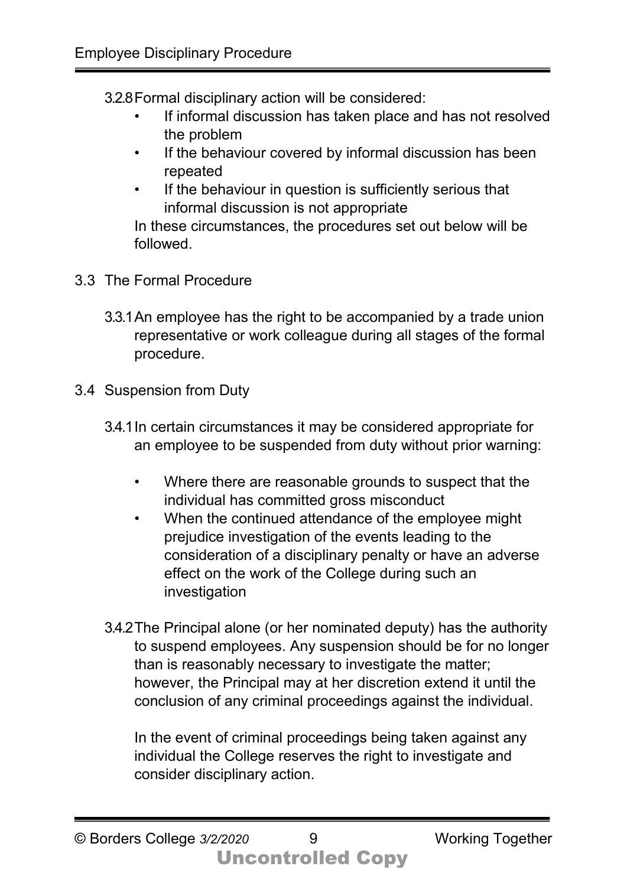3.2.8 Formal disciplinary action will be considered:

- If informal discussion has taken place and has not resolved the problem
- If the behaviour covered by informal discussion has been repeated
- If the behaviour in question is sufficiently serious that informal discussion is not appropriate

In these circumstances, the procedures set out below will be followed.

## 3.3 The Formal Procedure

3.3.1 An employee has the right to be accompanied by a trade union representative or work colleague during all stages of the formal procedure.

## 3.4 Suspension from Duty

3.4.1 In certain circumstances it may be considered appropriate for an employee to be suspended from duty without prior warning:

- Where there are reasonable grounds to suspect that the individual has committed gross misconduct
- When the continued attendance of the employee might prejudice investigation of the events leading to the consideration of a disciplinary penalty or have an adverse effect on the work of the College during such an investigation

3.4.2 The Principal alone (or her nominated deputy) has the authority to suspend employees. Any suspension should be for no longer than is reasonably necessary to investigate the matter; however, the Principal may at her discretion extend it until the conclusion of any criminal proceedings against the individual.

In the event of criminal proceedings being taken against any individual the College reserves the right to investigate and consider disciplinary action.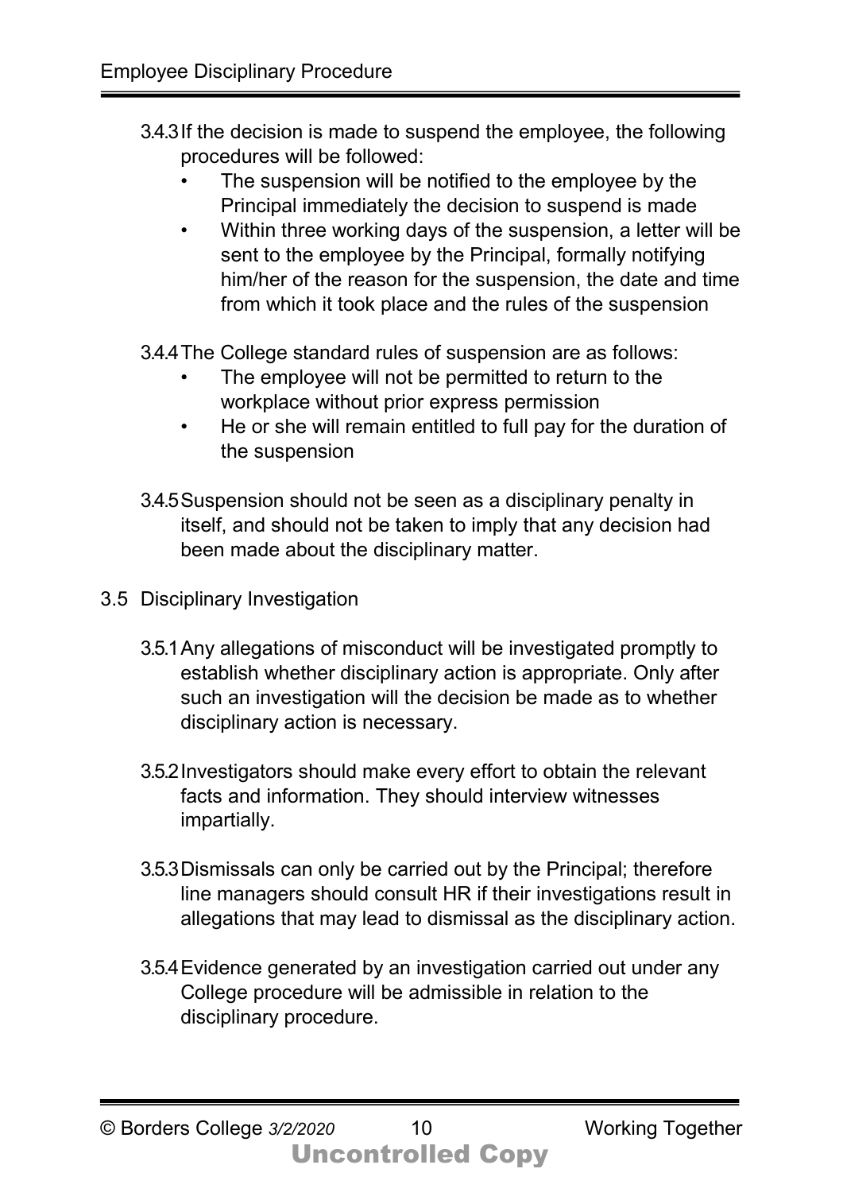3.4.3 If the decision is made to suspend the employee, the following procedures will be followed:

- The suspension will be notified to the employee by the Principal immediately the decision to suspend is made
- Within three working days of the suspension, a letter will be sent to the employee by the Principal, formally notifying him/her of the reason for the suspension, the date and time from which it took place and the rules of the suspension

3.4.4 The College standard rules of suspension are as follows:

- The employee will not be permitted to return to the workplace without prior express permission
- He or she will remain entitled to full pay for the duration of the suspension

3.4.5 Suspension should not be seen as a disciplinary penalty in itself, and should not be taken to imply that any decision had been made about the disciplinary matter.

## 3.5 Disciplinary Investigation

3.5.1 Any allegations of misconduct will be investigated promptly to establish whether disciplinary action is appropriate. Only after such an investigation will the decision be made as to whether disciplinary action is necessary.

3.5.2 Investigators should make every effort to obtain the relevant facts and information. They should interview witnesses impartially.

3.5.3 Dismissals can only be carried out by the Principal; therefore line managers should consult HR if their investigations result in allegations that may lead to dismissal as the disciplinary action.

3.5.4 Evidence generated by an investigation carried out under any College procedure will be admissible in relation to the disciplinary procedure.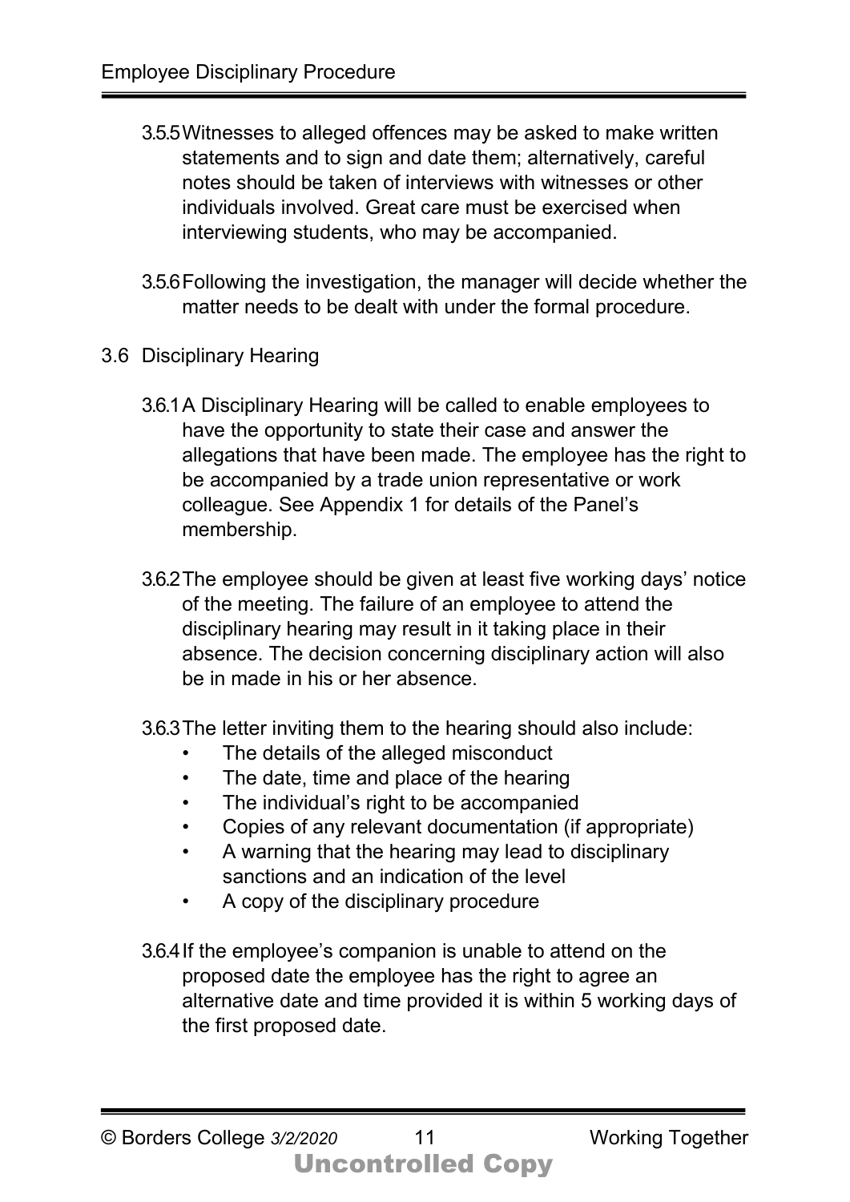3.5.5 Witnesses to alleged offences may be asked to make written statements and to sign and date them; alternatively, careful notes should be taken of interviews with witnesses or other individuals involved. Great care must be exercised when interviewing students, who may be accompanied.

3.5.6 Following the investigation, the manager will decide whether the matter needs to be dealt with under the formal procedure.

## 3.6 Disciplinary Hearing

3.6.1 A Disciplinary Hearing will be called to enable employees to have the opportunity to state their case and answer the allegations that have been made. The employee has the right to be accompanied by a trade union representative or work colleague. See Appendix 1 for details of the Panel's membership.

3.6.2 The employee should be given at least five working days' notice of the meeting. The failure of an employee to attend the disciplinary hearing may result in it taking place in their absence. The decision concerning disciplinary action will also be in made in his or her absence.

3.6.3 The letter inviting them to the hearing should also include:

- The details of the alleged misconduct
- The date, time and place of the hearing
- The individual's right to be accompanied
- Copies of any relevant documentation (if appropriate)
- A warning that the hearing may lead to disciplinary sanctions and an indication of the level
- A copy of the disciplinary procedure

3.6.4 If the employee's companion is unable to attend on the proposed date the employee has the right to agree an alternative date and time provided it is within 5 working days of the first proposed date.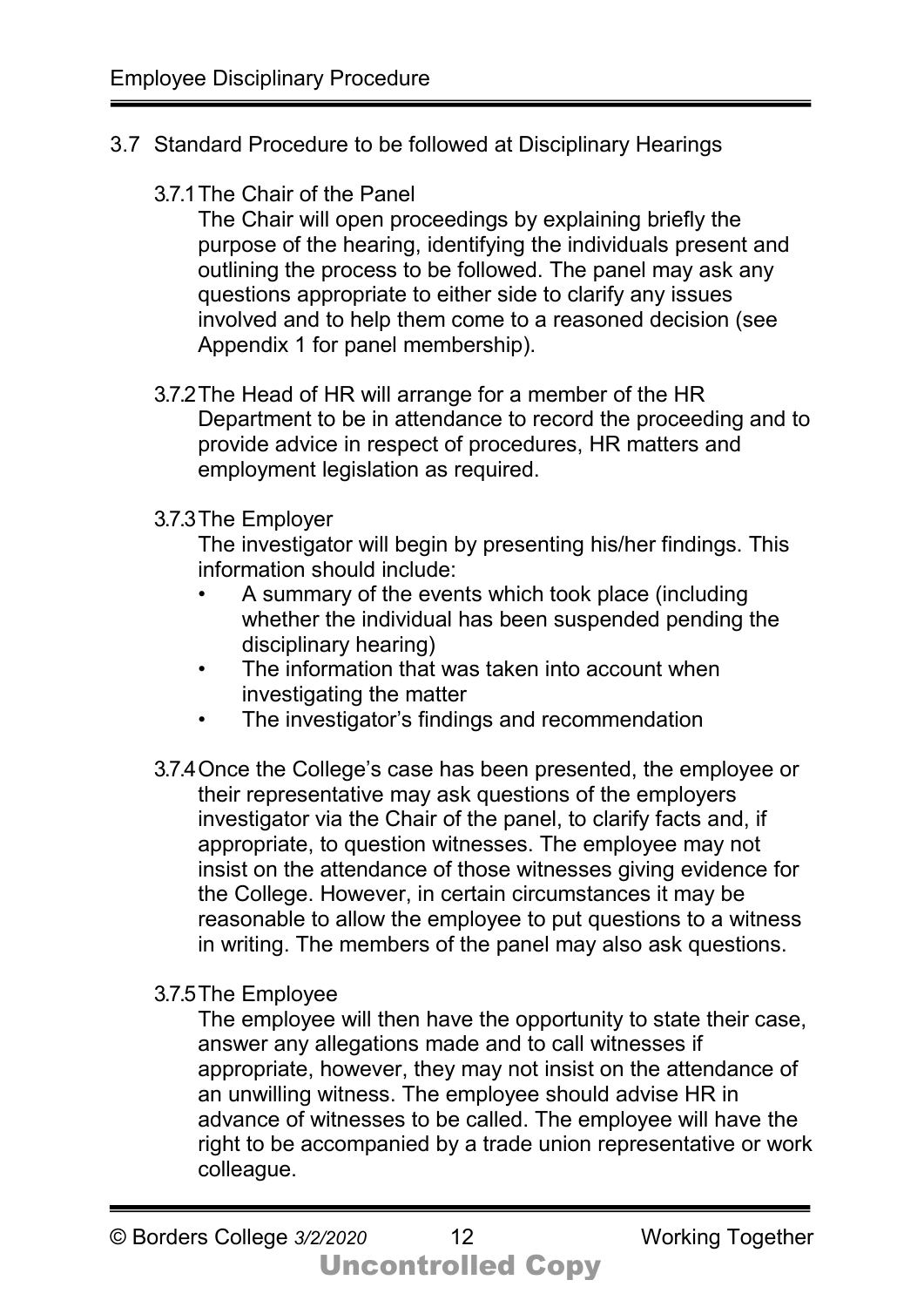## 3.7 Standard Procedure to be followed at Disciplinary Hearings

### 3.7.1 The Chair of the Panel

The Chair will open proceedings by explaining briefly the purpose of the hearing, identifying the individuals present and outlining the process to be followed. The panel may ask any questions appropriate to either side to clarify any issues involved and to help them come to a reasoned decision (see Appendix 1 for panel membership).

### 3.7.2 

The Head of HR will arrange for a member of the HR Department to be in attendance to record the proceeding and to provide advice in respect of procedures, HR matters and employment legislation as required.

### 3.7.3 The Employer

The investigator will begin by presenting his/her findings. This information should include:

- A summary of the events which took place (including whether the individual has been suspended pending the disciplinary hearing)
- The information that was taken into account when investigating the matter
- The investigator's findings and recommendation

### 3.7.4 

Once the College's case has been presented, the employee or their representative may ask questions of the employers investigator via the Chair of the panel, to clarify facts and, if appropriate, to question witnesses. The employee may not insist on the attendance of those witnesses giving evidence for the College. However, in certain circumstances it may be reasonable to allow the employee to put questions to a witness in writing. The members of the panel may also ask questions.

### 3.7.5 The Employee

The employee will then have the opportunity to state their case, answer any allegations made and to call witnesses if appropriate, however, they may not insist on the attendance of an unwilling witness. The employee should advise HR in advance of witnesses to be called. The employee will have the right to be accompanied by a trade union representative or work colleague.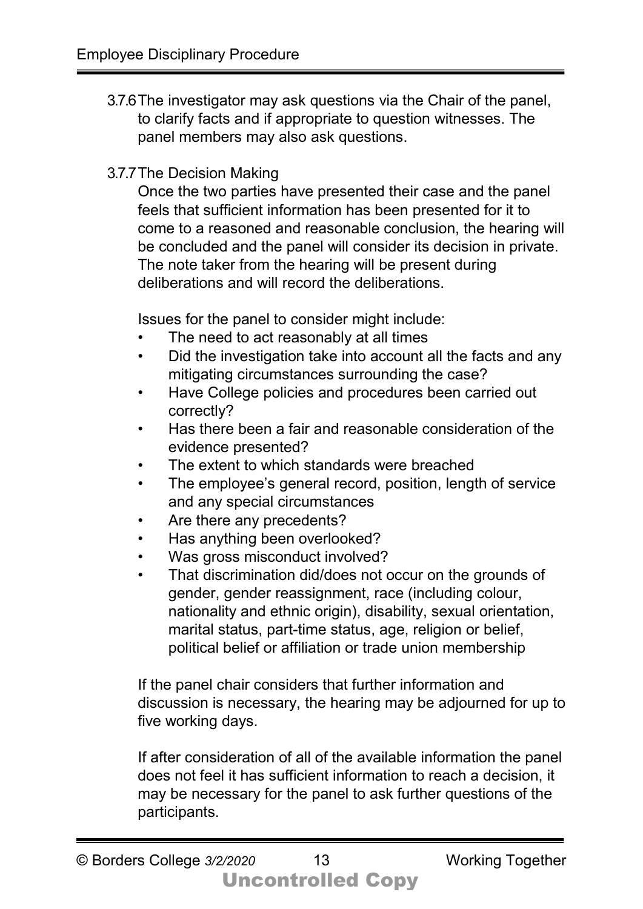3.7.6 The investigator may ask questions via the Chair of the panel, to clarify facts and if appropriate to question witnesses. The panel members may also ask questions.

3.7.7 The Decision Making

Once the two parties have presented their case and the panel feels that sufficient information has been presented for it to come to a reasoned and reasonable conclusion, the hearing will be concluded and the panel will consider its decision in private. The note taker from the hearing will be present during deliberations and will record the deliberations.

Issues for the panel to consider might include:

- The need to act reasonably at all times
- Did the investigation take into account all the facts and any mitigating circumstances surrounding the case?
- Have College policies and procedures been carried out correctly?
- Has there been a fair and reasonable consideration of the evidence presented?
- The extent to which standards were breached
- The employee's general record, position, length of service and any special circumstances
- Are there any precedents?
- Has anything been overlooked?
- Was gross misconduct involved?
- That discrimination did/does not occur on the grounds of gender, gender reassignment, race (including colour, nationality and ethnic origin), disability, sexual orientation, marital status, part-time status, age, religion or belief, political belief or affiliation or trade union membership

If the panel chair considers that further information and discussion is necessary, the hearing may be adjourned for up to five working days.

If after consideration of all of the available information the panel does not feel it has sufficient information to reach a decision, it may be necessary for the panel to ask further questions of the participants.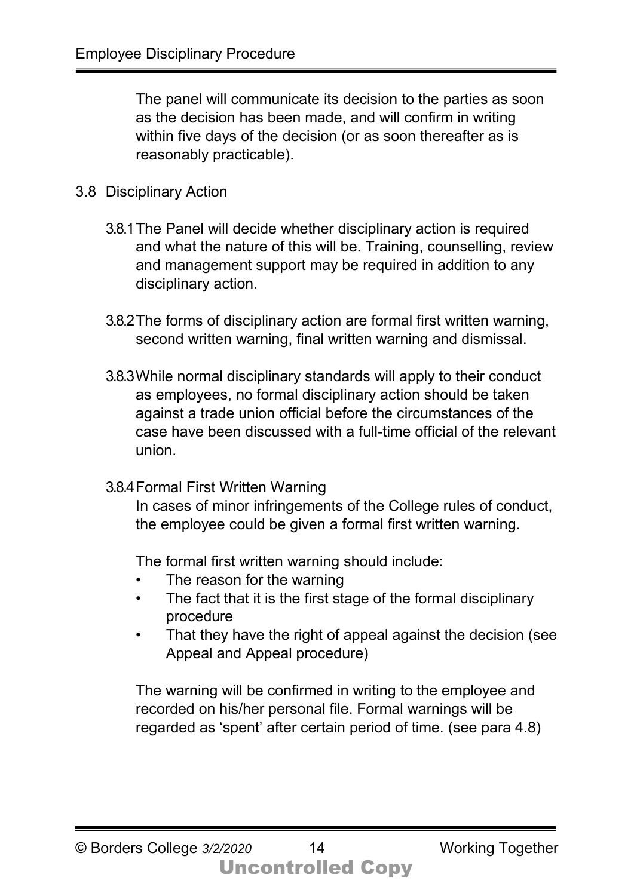The panel will communicate its decision to the parties as soon as the decision has been made, and will confirm in writing within five days of the decision (or as soon thereafter as is reasonably practicable).

## 3.8 Disciplinary Action

3.8.1 The Panel will decide whether disciplinary action is required and what the nature of this will be. Training, counselling, review and management support may be required in addition to any disciplinary action.

3.8.2 The forms of disciplinary action are formal first written warning, second written warning, final written warning and dismissal.

3.8.3 While normal disciplinary standards will apply to their conduct as employees, no formal disciplinary action should be taken against a trade union official before the circumstances of the case have been discussed with a full-time official of the relevant union.

3.8.4 Formal First Written Warning

In cases of minor infringements of the College rules of conduct, the employee could be given a formal first written warning.

The formal first written warning should include:

- The reason for the warning
- The fact that it is the first stage of the formal disciplinary procedure
- That they have the right of appeal against the decision (see Appeal and Appeal procedure)

The warning will be confirmed in writing to the employee and recorded on his/her personal file. Formal warnings will be regarded as 'spent' after certain period of time. (see para 4.8)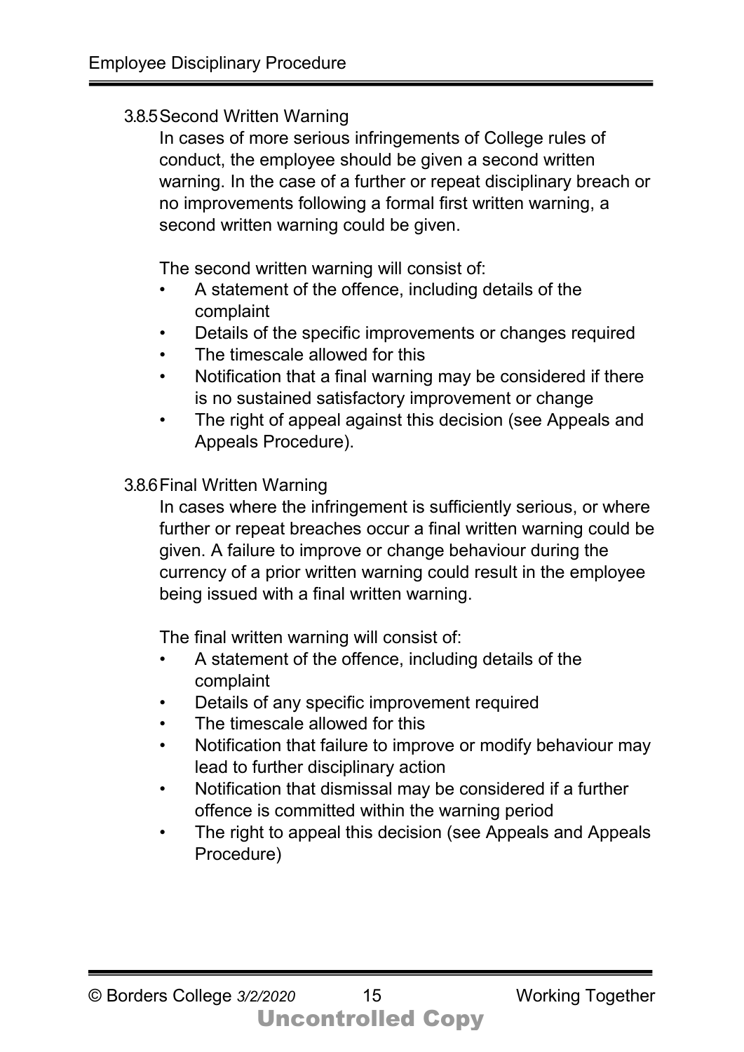### 3.8.5 Second Written Warning

In cases of more serious infringements of College rules of conduct, the employee should be given a second written warning. In the case of a further or repeat disciplinary breach or no improvements following a formal first written warning, a second written warning could be given.

The second written warning will consist of:

- A statement of the offence, including details of the complaint
- Details of the specific improvements or changes required
- The timescale allowed for this
- Notification that a final warning may be considered if there is no sustained satisfactory improvement or change
- The right of appeal against this decision (see Appeals and Appeals Procedure).

### 3.8.6 Final Written Warning

In cases where the infringement is sufficiently serious, or where further or repeat breaches occur a final written warning could be given. A failure to improve or change behaviour during the currency of a prior written warning could result in the employee being issued with a final written warning.

The final written warning will consist of:

- A statement of the offence, including details of the complaint
- Details of any specific improvement required
- The timescale allowed for this
- Notification that failure to improve or modify behaviour may lead to further disciplinary action
- Notification that dismissal may be considered if a further offence is committed within the warning period
- The right to appeal this decision (see Appeals and Appeals Procedure)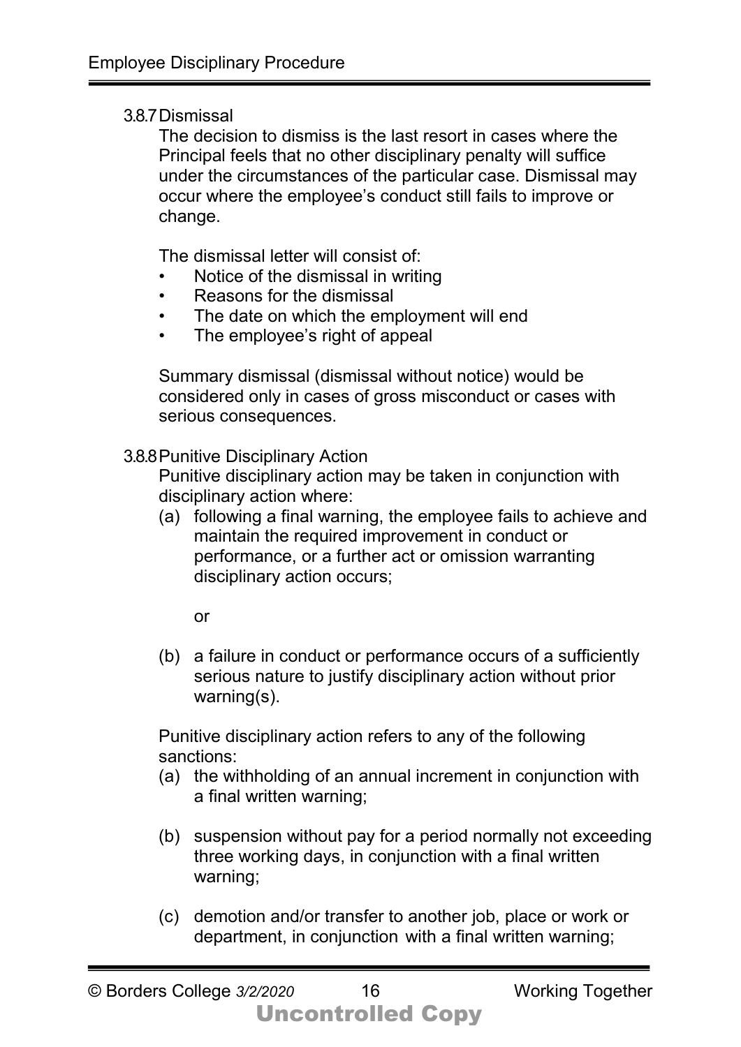### 3.8.7 Dismissal

The decision to dismiss is the last resort in cases where the Principal feels that no other disciplinary penalty will suffice under the circumstances of the particular case. Dismissal may occur where the employee's conduct still fails to improve or change.

The dismissal letter will consist of:

- Notice of the dismissal in writing
- Reasons for the dismissal
- The date on which the employment will end
- The employee's right of appeal

Summary dismissal (dismissal without notice) would be considered only in cases of gross misconduct or cases with serious consequences.

### 3.8.8 Punitive Disciplinary Action

Punitive disciplinary action may be taken in conjunction with disciplinary action where:

(a) following a final warning, the employee fails to achieve and maintain the required improvement in conduct or performance, or a further act or omission warranting disciplinary action occurs;

or

(b) a failure in conduct or performance occurs of a sufficiently serious nature to justify disciplinary action without prior warning(s).

Punitive disciplinary action refers to any of the following sanctions:

(a) the withholding of an annual increment in conjunction with a final written warning;

(b) suspension without pay for a period normally not exceeding three working days, in conjunction with a final written warning;

(c) demotion and/or transfer to another job, place or work or department, in conjunction with a final written warning;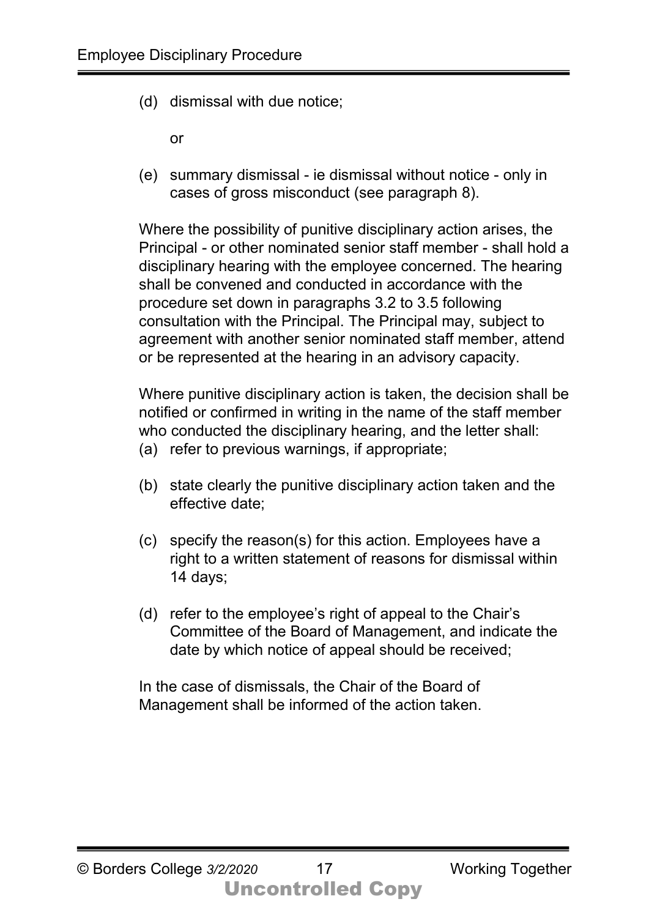(d) dismissal with due notice;

or

(e) summary dismissal - ie dismissal without notice - only in cases of gross misconduct (see paragraph 8).

Where the possibility of punitive disciplinary action arises, the Principal - or other nominated senior staff member - shall hold a disciplinary hearing with the employee concerned. The hearing shall be convened and conducted in accordance with the procedure set down in paragraphs 3.2 to 3.5 following consultation with the Principal. The Principal may, subject to agreement with another senior nominated staff member, attend or be represented at the hearing in an advisory capacity.

Where punitive disciplinary action is taken, the decision shall be notified or confirmed in writing in the name of the staff member who conducted the disciplinary hearing, and the letter shall:

(a) refer to previous warnings, if appropriate;

(b) state clearly the punitive disciplinary action taken and the effective date;

(c) specify the reason(s) for this action. Employees have a right to a written statement of reasons for dismissal within 14 days;

(d) refer to the employee's right of appeal to the Chair's Committee of the Board of Management, and indicate the date by which notice of appeal should be received;

In the case of dismissals, the Chair of the Board of Management shall be informed of the action taken.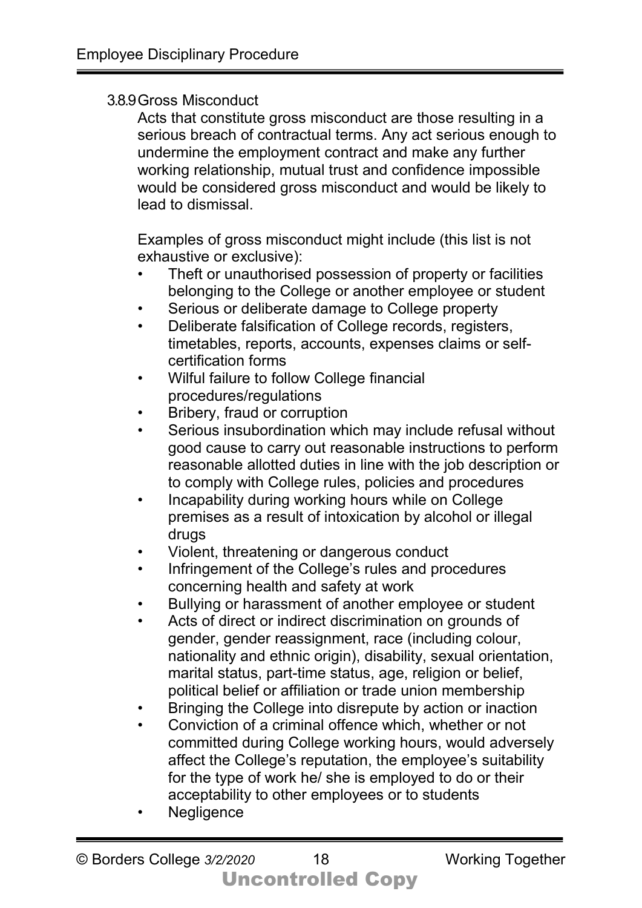#### 3.8.9 Gross Misconduct

Acts that constitute gross misconduct are those resulting in a serious breach of contractual terms. Any act serious enough to undermine the employment contract and make any further working relationship, mutual trust and confidence impossible would be considered gross misconduct and would be likely to lead to dismissal.

Examples of gross misconduct might include (this list is not exhaustive or exclusive):

- Theft or unauthorised possession of property or facilities belonging to the College or another employee or student
- Serious or deliberate damage to College property
- Deliberate falsification of College records, registers, timetables, reports, accounts, expenses claims or self-certification forms
- Wilful failure to follow College financial procedures/regulations
- Bribery, fraud or corruption
- Serious insubordination which may include refusal without good cause to carry out reasonable instructions to perform reasonable allotted duties in line with the job description or to comply with College rules, policies and procedures
- Incapability during working hours while on College premises as a result of intoxication by alcohol or illegal drugs
- Violent, threatening or dangerous conduct
- Infringement of the College's rules and procedures concerning health and safety at work
- Bullying or harassment of another employee or student
- Acts of direct or indirect discrimination on grounds of gender, gender reassignment, race (including colour, nationality and ethnic origin), disability, sexual orientation, marital status, part-time status, age, religion or belief, political belief or affiliation or trade union membership
- Bringing the College into disrepute by action or inaction
- Conviction of a criminal offence which, whether or not committed during College working hours, would adversely affect the College's reputation, the employee's suitability for the type of work he/ she is employed to do or their acceptability to other employees or to students
- Negligence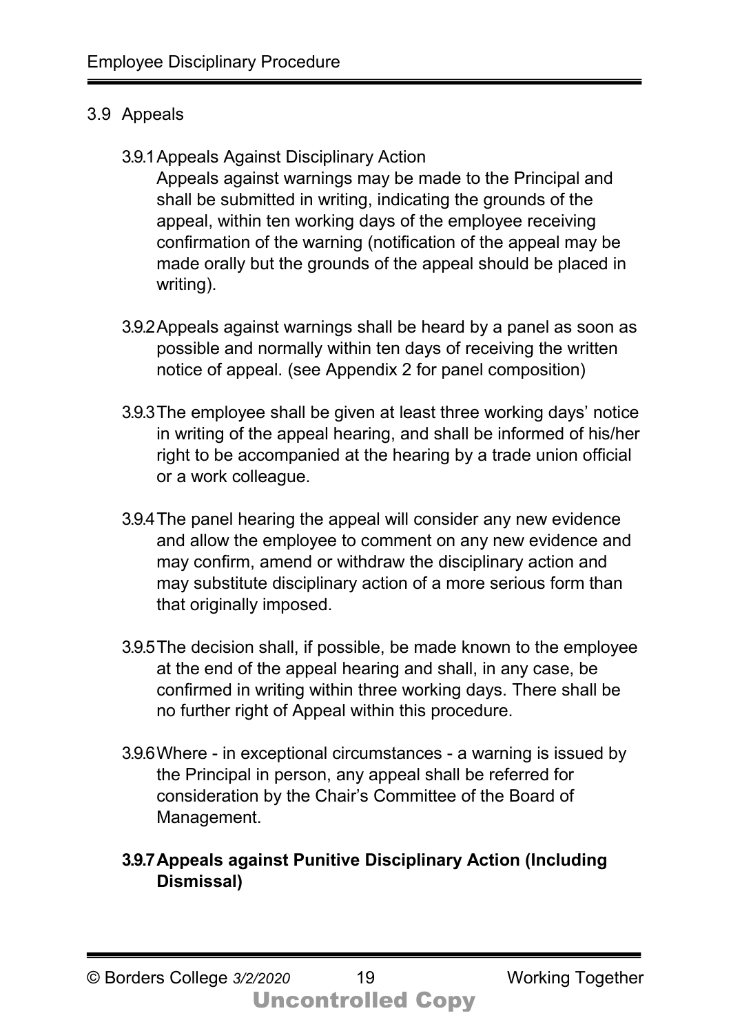## 3.9 Appeals

3.9.1 Appeals Against Disciplinary Action

Appeals against warnings may be made to the Principal and shall be submitted in writing, indicating the grounds of the appeal, within ten working days of the employee receiving confirmation of the warning (notification of the appeal may be made orally but the grounds of the appeal should be placed in writing).

3.9.2 Appeals against warnings shall be heard by a panel as soon as possible and normally within ten days of receiving the written notice of appeal. (see Appendix 2 for panel composition)

3.9.3 The employee shall be given at least three working days' notice in writing of the appeal hearing, and shall be informed of his/her right to be accompanied at the hearing by a trade union official or a work colleague.

3.9.4 The panel hearing the appeal will consider any new evidence and allow the employee to comment on any new evidence and may confirm, amend or withdraw the disciplinary action and may substitute disciplinary action of a more serious form than that originally imposed.

3.9.5 The decision shall, if possible, be made known to the employee at the end of the appeal hearing and shall, in any case, be confirmed in writing within three working days. There shall be no further right of Appeal within this procedure.

3.9.6 Where - in exceptional circumstances - a warning is issued by the Principal in person, any appeal shall be referred for consideration by the Chair's Committee of the Board of Management.

**3.9.7 Appeals against Punitive Disciplinary Action (Including Dismissal)**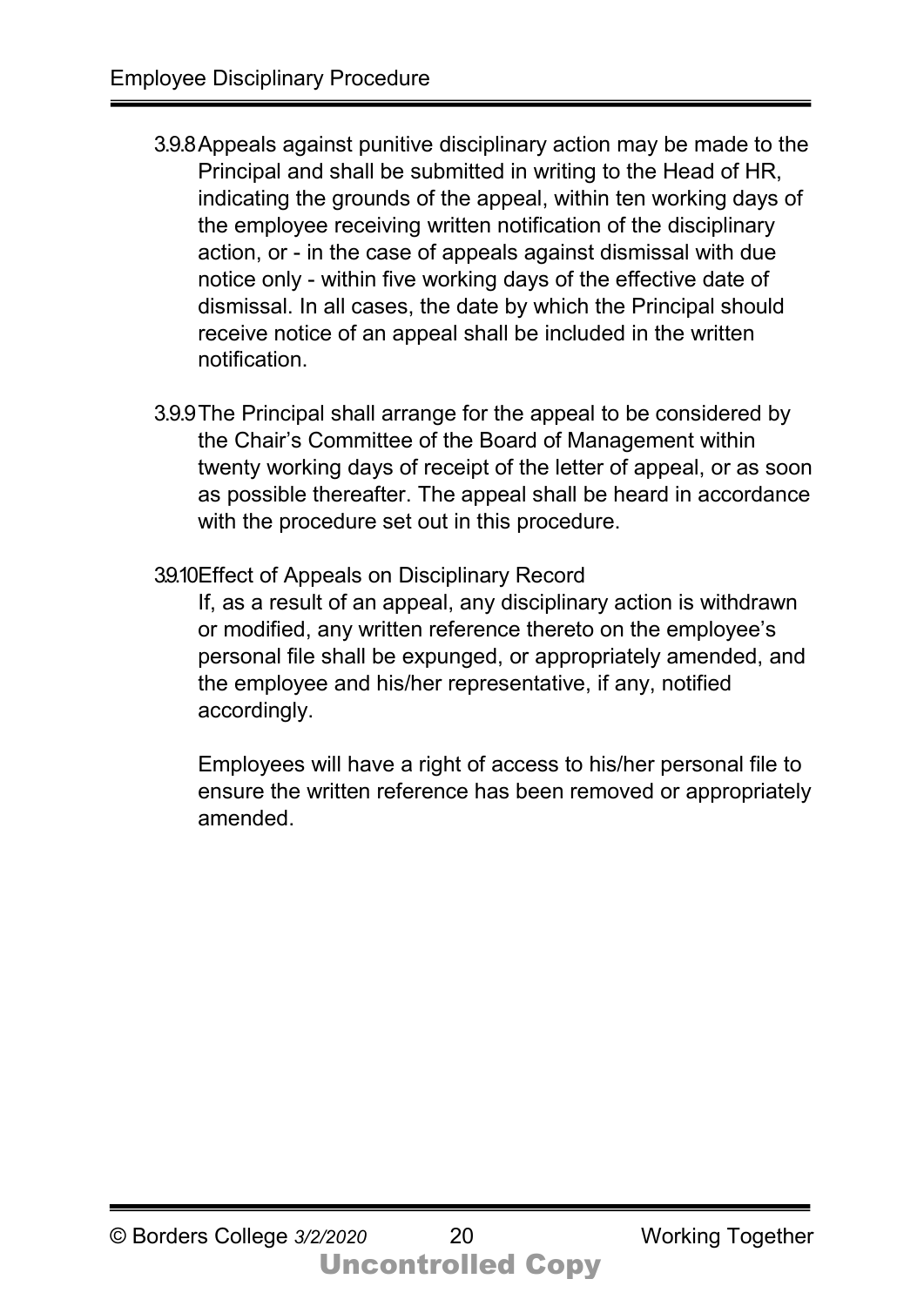3.9.8 Appeals against punitive disciplinary action may be made to the Principal and shall be submitted in writing to the Head of HR, indicating the grounds of the appeal, within ten working days of the employee receiving written notification of the disciplinary action, or - in the case of appeals against dismissal with due notice only - within five working days of the effective date of dismissal. In all cases, the date by which the Principal should receive notice of an appeal shall be included in the written notification.

3.9.9 The Principal shall arrange for the appeal to be considered by the Chair's Committee of the Board of Management within twenty working days of receipt of the letter of appeal, or as soon as possible thereafter. The appeal shall be heard in accordance with the procedure set out in this procedure.

3.9.10 Effect of Appeals on Disciplinary Record

If, as a result of an appeal, any disciplinary action is withdrawn or modified, any written reference thereto on the employee's personal file shall be expunged, or appropriately amended, and the employee and his/her representative, if any, notified accordingly.

Employees will have a right of access to his/her personal file to ensure the written reference has been removed or appropriately amended.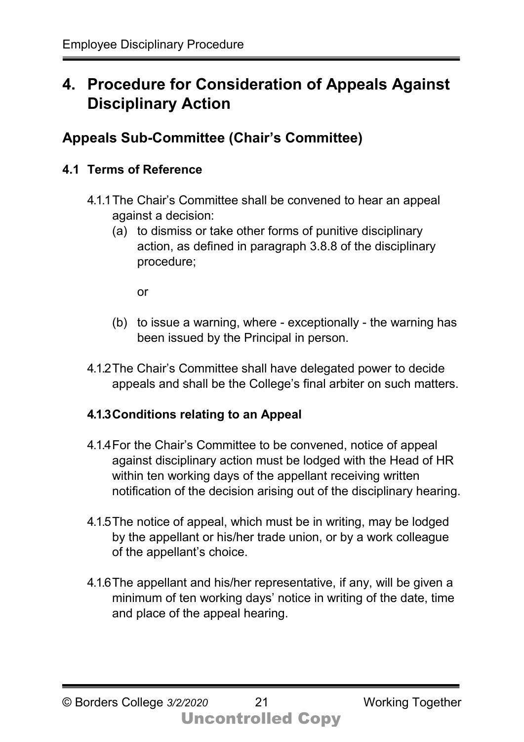# 4. Procedure for Consideration of Appeals Against Disciplinary Action

## Appeals Sub-Committee (Chair's Committee)

### 4.1 Terms of Reference

4.1.1 The Chair's Committee shall be convened to hear an appeal against a decision:

(a) to dismiss or take other forms of punitive disciplinary action, as defined in paragraph 3.8.8 of the disciplinary procedure;

or

(b) to issue a warning, where - exceptionally - the warning has been issued by the Principal in person.

4.1.2 The Chair's Committee shall have delegated power to decide appeals and shall be the College's final arbiter on such matters.

**4.1.3 Conditions relating to an Appeal**

4.1.4 For the Chair's Committee to be convened, notice of appeal against disciplinary action must be lodged with the Head of HR within ten working days of the appellant receiving written notification of the decision arising out of the disciplinary hearing.

4.1.5 The notice of appeal, which must be in writing, may be lodged by the appellant or his/her trade union, or by a work colleague of the appellant's choice.

4.1.6 The appellant and his/her representative, if any, will be given a minimum of ten working days' notice in writing of the date, time and place of the appeal hearing.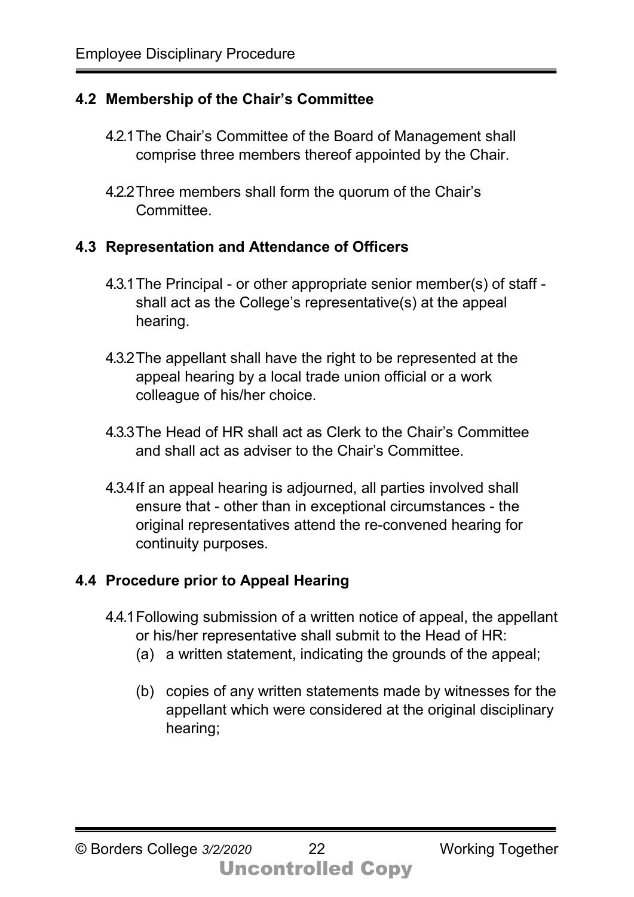## 4.2 Membership of the Chair's Committee

4.2.1 The Chair's Committee of the Board of Management shall comprise three members thereof appointed by the Chair.

4.2.2 Three members shall form the quorum of the Chair's Committee.

## 4.3 Representation and Attendance of Officers

4.3.1 The Principal - or other appropriate senior member(s) of staff - shall act as the College's representative(s) at the appeal hearing.

4.3.2 The appellant shall have the right to be represented at the appeal hearing by a local trade union official or a work colleague of his/her choice.

4.3.3 The Head of HR shall act as Clerk to the Chair's Committee and shall act as adviser to the Chair's Committee.

4.3.4 If an appeal hearing is adjourned, all parties involved shall ensure that - other than in exceptional circumstances - the original representatives attend the re-convened hearing for continuity purposes.

## 4.4 Procedure prior to Appeal Hearing

4.4.1 Following submission of a written notice of appeal, the appellant or his/her representative shall submit to the Head of HR:

(a) a written statement, indicating the grounds of the appeal;

(b) copies of any written statements made by witnesses for the appellant which were considered at the original disciplinary hearing;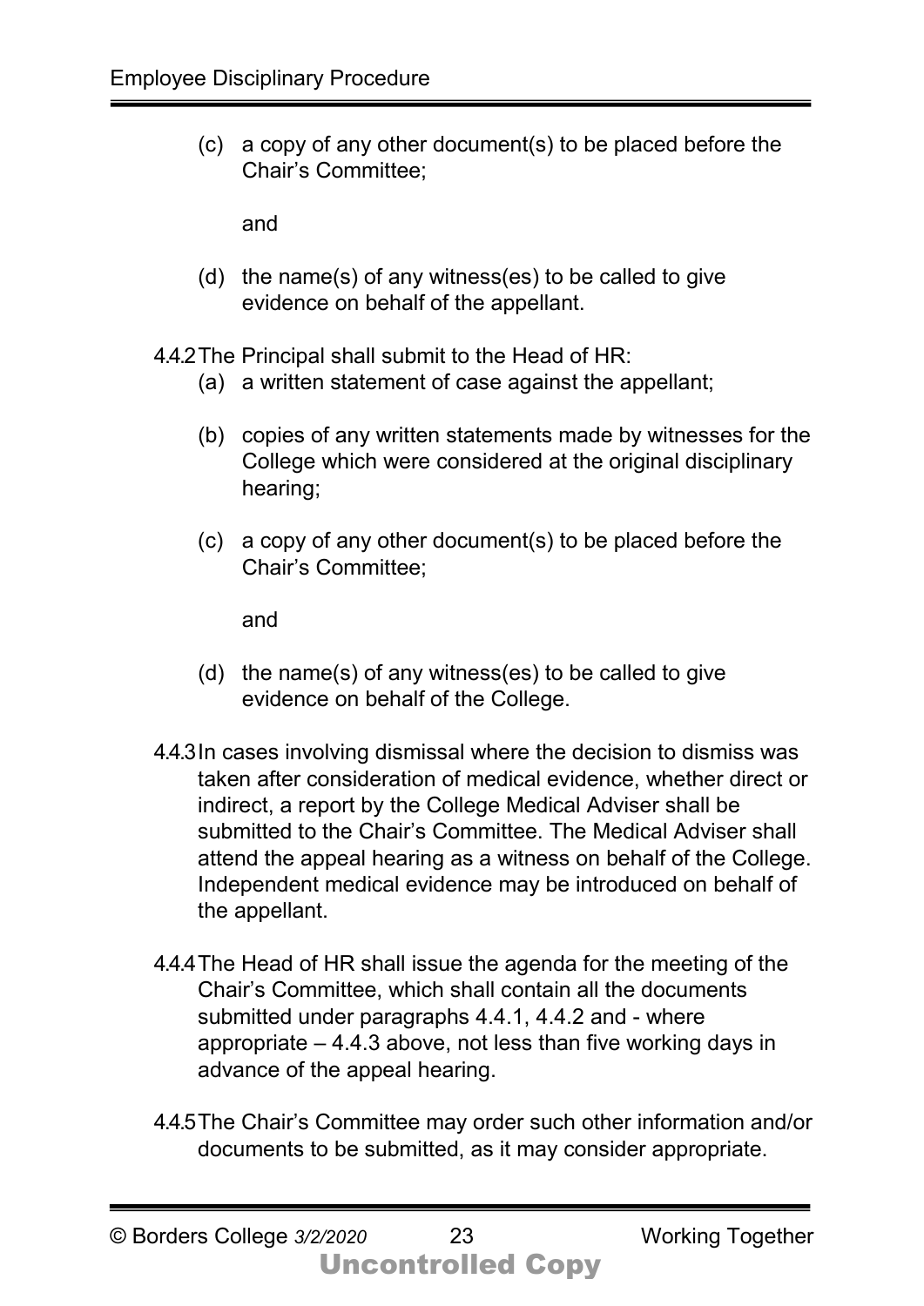(c) a copy of any other document(s) to be placed before the Chair's Committee;

and

(d) the name(s) of any witness(es) to be called to give evidence on behalf of the appellant.

4.4.2 The Principal shall submit to the Head of HR:

(a) a written statement of case against the appellant;

(b) copies of any written statements made by witnesses for the College which were considered at the original disciplinary hearing;

(c) a copy of any other document(s) to be placed before the Chair's Committee;

and

(d) the name(s) of any witness(es) to be called to give evidence on behalf of the College.

4.4.3 In cases involving dismissal where the decision to dismiss was taken after consideration of medical evidence, whether direct or indirect, a report by the College Medical Adviser shall be submitted to the Chair's Committee. The Medical Adviser shall attend the appeal hearing as a witness on behalf of the College. Independent medical evidence may be introduced on behalf of the appellant.

4.4.4 The Head of HR shall issue the agenda for the meeting of the Chair's Committee, which shall contain all the documents submitted under paragraphs 4.4.1, 4.4.2 and - where appropriate – 4.4.3 above, not less than five working days in advance of the appeal hearing.

4.4.5 The Chair's Committee may order such other information and/or documents to be submitted, as it may consider appropriate.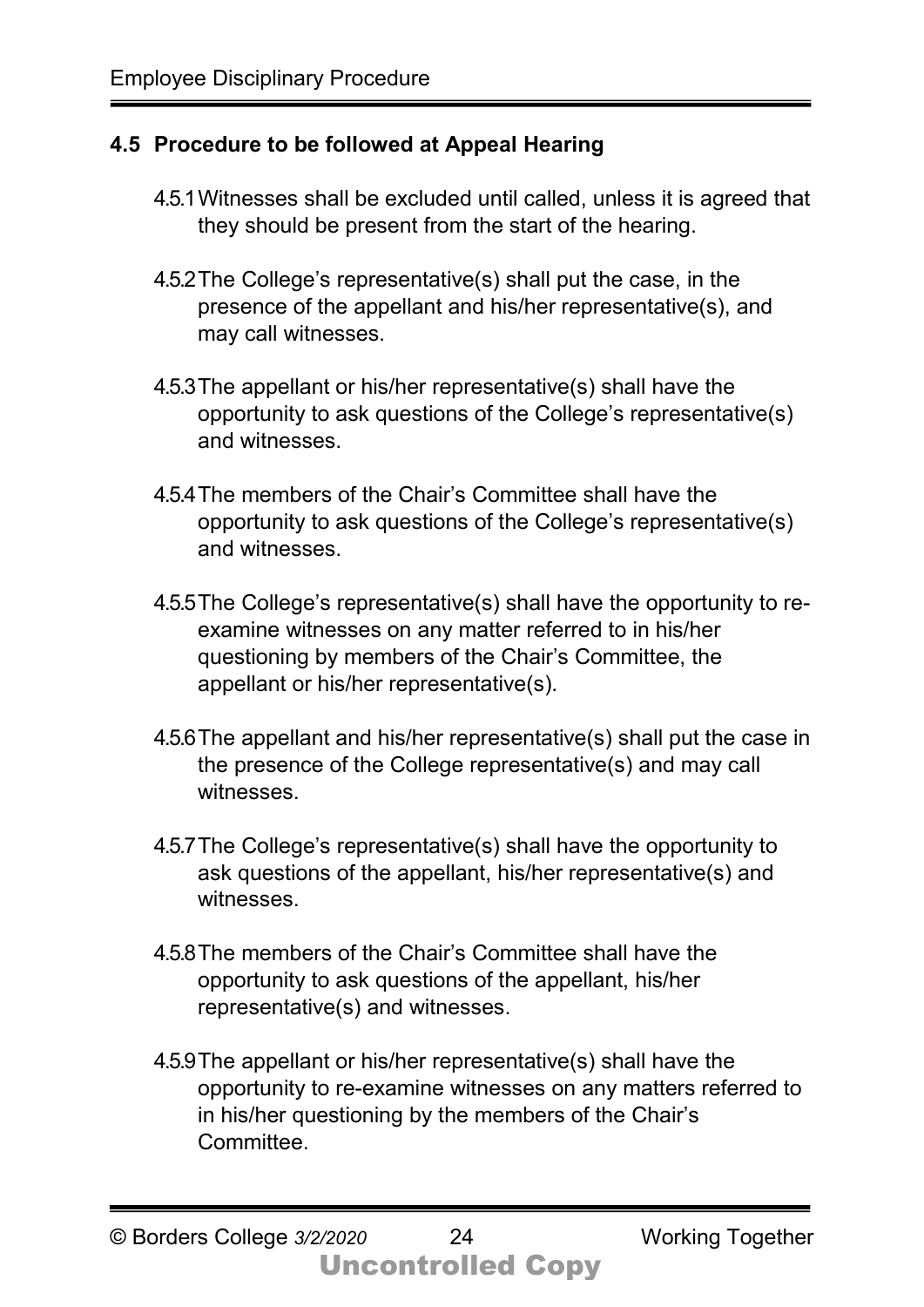### 4.5 Procedure to be followed at Appeal Hearing

4.5.1 Witnesses shall be excluded until called, unless it is agreed that they should be present from the start of the hearing.

4.5.2 The College's representative(s) shall put the case, in the presence of the appellant and his/her representative(s), and may call witnesses.

4.5.3 The appellant or his/her representative(s) shall have the opportunity to ask questions of the College's representative(s) and witnesses.

4.5.4 The members of the Chair's Committee shall have the opportunity to ask questions of the College's representative(s) and witnesses.

4.5.5 The College's representative(s) shall have the opportunity to re-examine witnesses on any matter referred to in his/her questioning by members of the Chair's Committee, the appellant or his/her representative(s).

4.5.6 The appellant and his/her representative(s) shall put the case in the presence of the College representative(s) and may call witnesses.

4.5.7 The College's representative(s) shall have the opportunity to ask questions of the appellant, his/her representative(s) and witnesses.

4.5.8 The members of the Chair's Committee shall have the opportunity to ask questions of the appellant, his/her representative(s) and witnesses.

4.5.9 The appellant or his/her representative(s) shall have the opportunity to re-examine witnesses on any matters referred to in his/her questioning by the members of the Chair's Committee.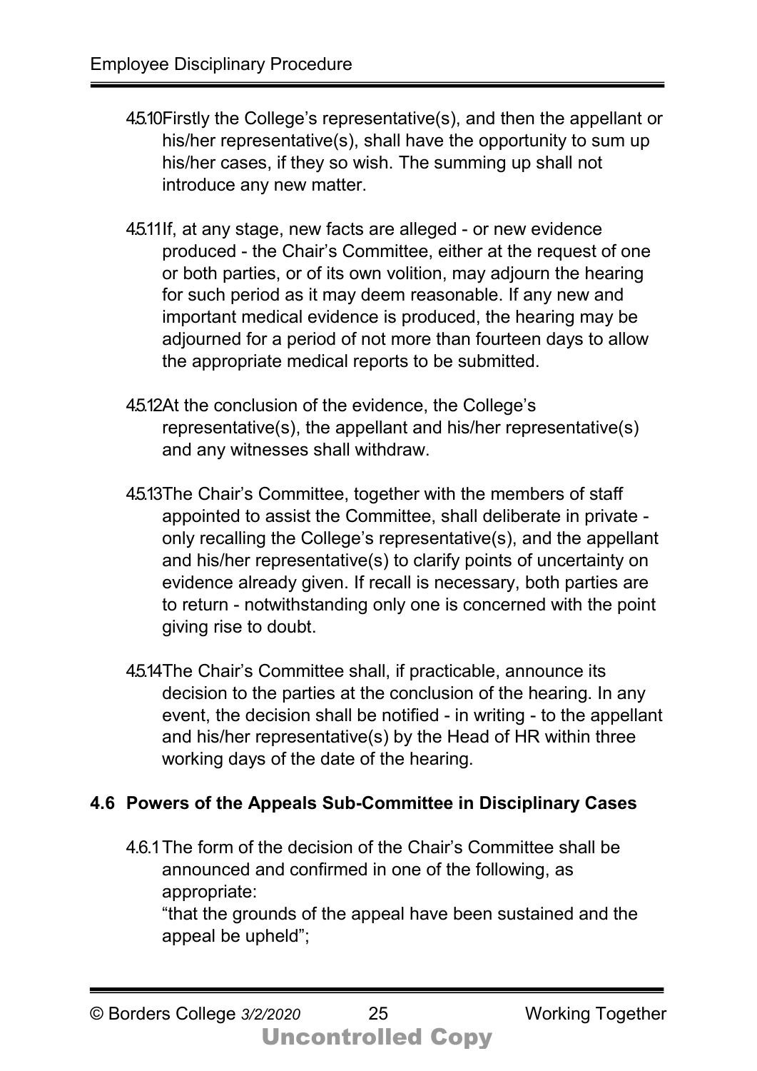4.5.10 Firstly the College's representative(s), and then the appellant or his/her representative(s), shall have the opportunity to sum up his/her cases, if they so wish. The summing up shall not introduce any new matter.

4.5.11 If, at any stage, new facts are alleged - or new evidence produced - the Chair's Committee, either at the request of one or both parties, or of its own volition, may adjourn the hearing for such period as it may deem reasonable. If any new and important medical evidence is produced, the hearing may be adjourned for a period of not more than fourteen days to allow the appropriate medical reports to be submitted.

4.5.12 At the conclusion of the evidence, the College's representative(s), the appellant and his/her representative(s) and any witnesses shall withdraw.

4.5.13 The Chair's Committee, together with the members of staff appointed to assist the Committee, shall deliberate in private - only recalling the College's representative(s), and the appellant and his/her representative(s) to clarify points of uncertainty on evidence already given. If recall is necessary, both parties are to return - notwithstanding only one is concerned with the point giving rise to doubt.

4.5.14 The Chair's Committee shall, if practicable, announce its decision to the parties at the conclusion of the hearing. In any event, the decision shall be notified - in writing - to the appellant and his/her representative(s) by the Head of HR within three working days of the date of the hearing.

### 4.6 Powers of the Appeals Sub-Committee in Disciplinary Cases

4.6.1 The form of the decision of the Chair's Committee shall be announced and confirmed in one of the following, as appropriate:
"that the grounds of the appeal have been sustained and the appeal be upheld";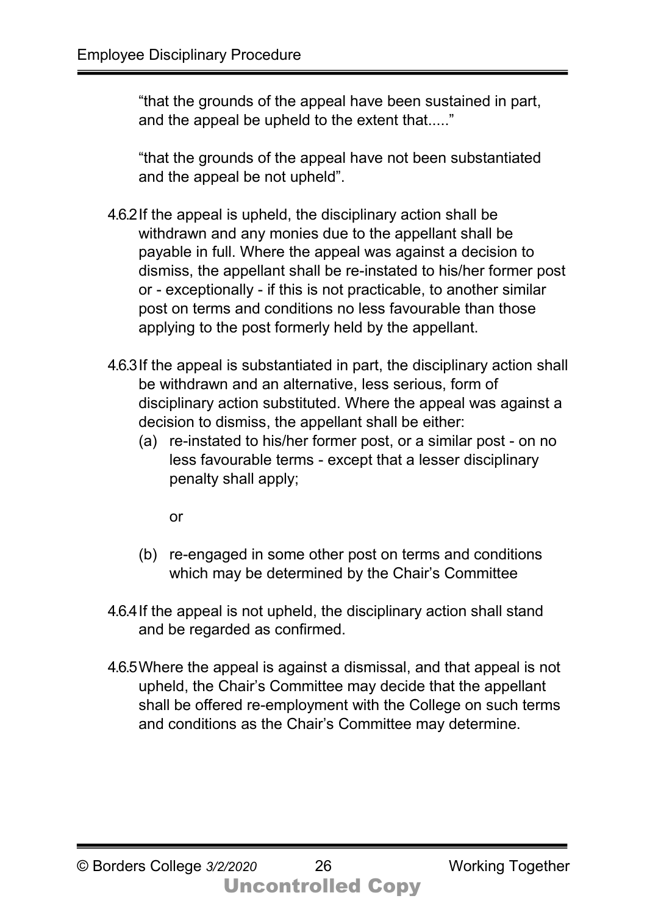"that the grounds of the appeal have been sustained in part, and the appeal be upheld to the extent that....."

"that the grounds of the appeal have not been substantiated and the appeal be not upheld".

4.6.2 If the appeal is upheld, the disciplinary action shall be withdrawn and any monies due to the appellant shall be payable in full. Where the appeal was against a decision to dismiss, the appellant shall be re-instated to his/her former post or - exceptionally - if this is not practicable, to another similar post on terms and conditions no less favourable than those applying to the post formerly held by the appellant.

4.6.3 If the appeal is substantiated in part, the disciplinary action shall be withdrawn and an alternative, less serious, form of disciplinary action substituted. Where the appeal was against a decision to dismiss, the appellant shall be either:

(a) re-instated to his/her former post, or a similar post - on no less favourable terms - except that a lesser disciplinary penalty shall apply;

or

(b) re-engaged in some other post on terms and conditions which may be determined by the Chair's Committee

4.6.4 If the appeal is not upheld, the disciplinary action shall stand and be regarded as confirmed.

4.6.5 Where the appeal is against a dismissal, and that appeal is not upheld, the Chair's Committee may decide that the appellant shall be offered re-employment with the College on such terms and conditions as the Chair's Committee may determine.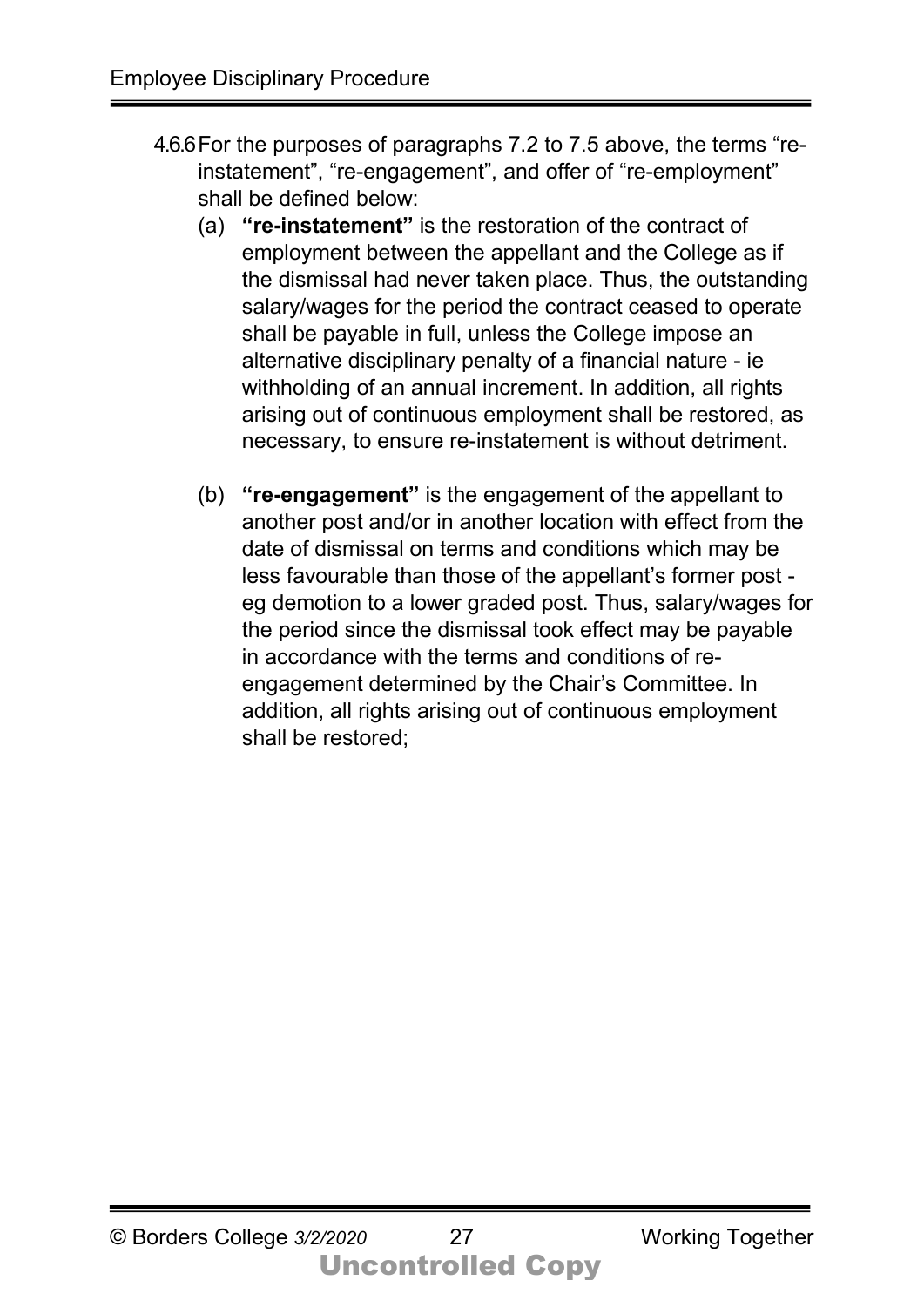4.6.6 For the purposes of paragraphs 7.2 to 7.5 above, the terms "re-instatement", "re-engagement", and offer of "re-employment" shall be defined below:

(a) **"re-instatement"** is the restoration of the contract of employment between the appellant and the College as if the dismissal had never taken place. Thus, the outstanding salary/wages for the period the contract ceased to operate shall be payable in full, unless the College impose an alternative disciplinary penalty of a financial nature - ie withholding of an annual increment. In addition, all rights arising out of continuous employment shall be restored, as necessary, to ensure re-instatement is without detriment.

(b) **"re-engagement"** is the engagement of the appellant to another post and/or in another location with effect from the date of dismissal on terms and conditions which may be less favourable than those of the appellant's former post - eg demotion to a lower graded post. Thus, salary/wages for the period since the dismissal took effect may be payable in accordance with the terms and conditions of re-engagement determined by the Chair's Committee. In addition, all rights arising out of continuous employment shall be restored;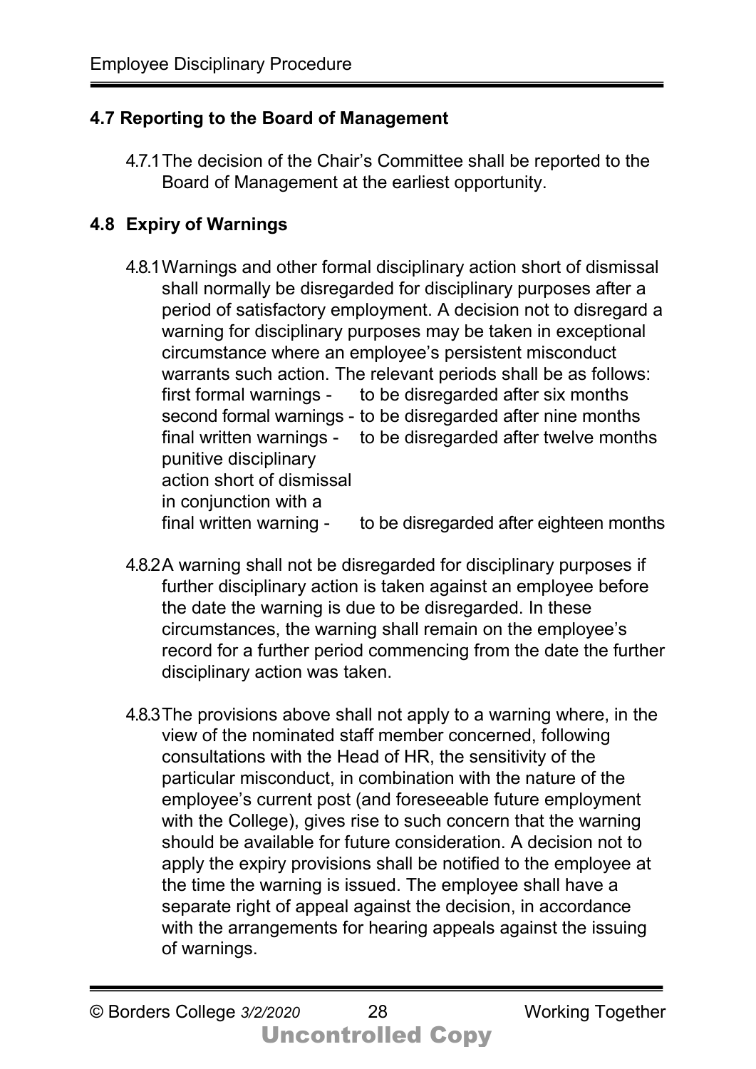## 4.7 Reporting to the Board of Management

4.7.1 The decision of the Chair's Committee shall be reported to the Board of Management at the earliest opportunity.

## 4.8 Expiry of Warnings

4.8.1 Warnings and other formal disciplinary action short of dismissal shall normally be disregarded for disciplinary purposes after a period of satisfactory employment. A decision not to disregard a warning for disciplinary purposes may be taken in exceptional circumstance where an employee's persistent misconduct warrants such action. The relevant periods shall be as follows:

| | |
|---|---|
| first formal warnings - | to be disregarded after six months |
| second formal warnings - | to be disregarded after nine months |
| final written warnings - | to be disregarded after twelve months |
| punitive disciplinary action short of dismissal in conjunction with a final written warning - | to be disregarded after eighteen months |

4.8.2 A warning shall not be disregarded for disciplinary purposes if further disciplinary action is taken against an employee before the date the warning is due to be disregarded. In these circumstances, the warning shall remain on the employee's record for a further period commencing from the date the further disciplinary action was taken.

4.8.3 The provisions above shall not apply to a warning where, in the view of the nominated staff member concerned, following consultations with the Head of HR, the sensitivity of the particular misconduct, in combination with the nature of the employee's current post (and foreseeable future employment with the College), gives rise to such concern that the warning should be available for future consideration. A decision not to apply the expiry provisions shall be notified to the employee at the time the warning is issued. The employee shall have a separate right of appeal against the decision, in accordance with the arrangements for hearing appeals against the issuing of warnings.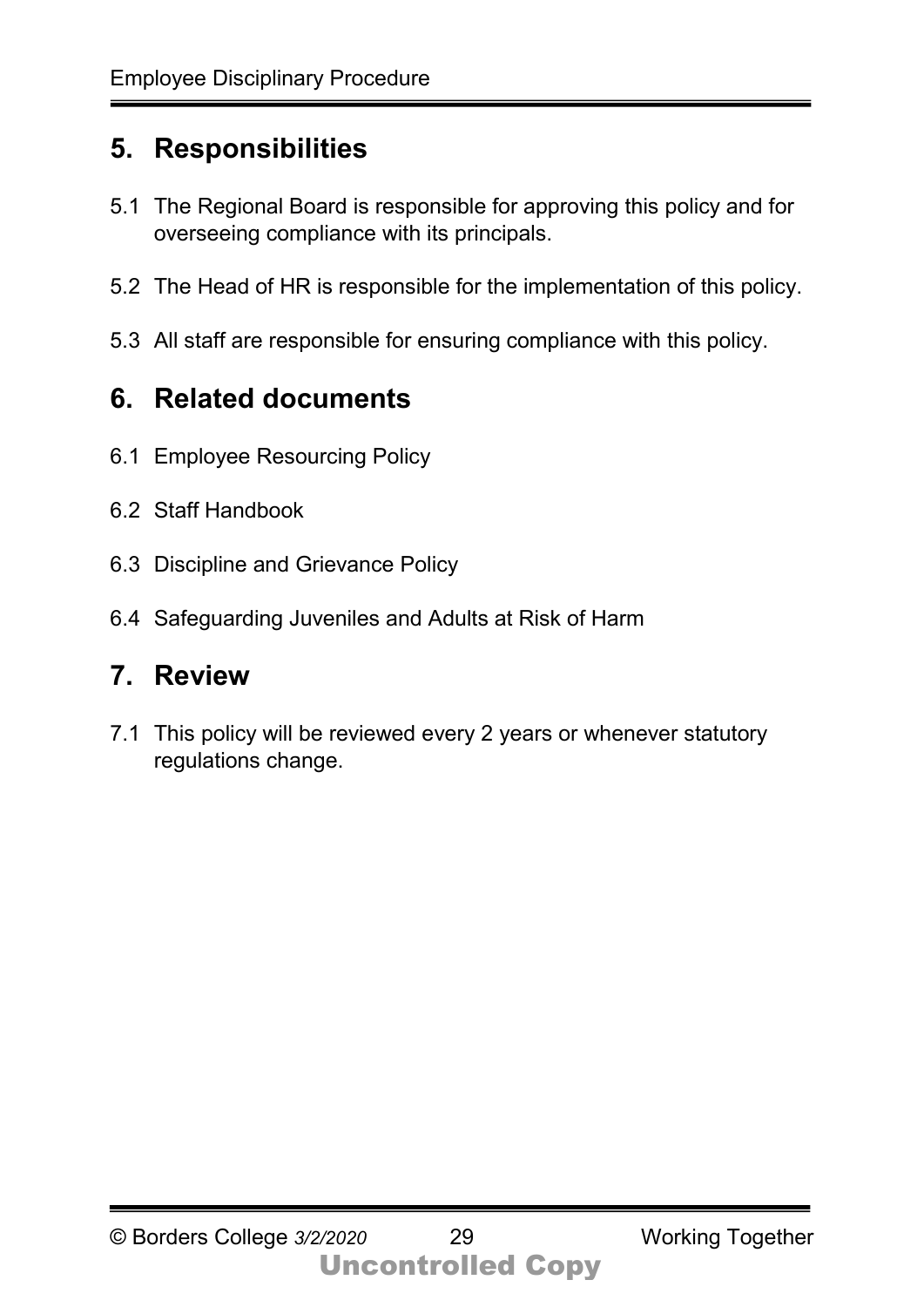## 5. Responsibilities

5.1 The Regional Board is responsible for approving this policy and for overseeing compliance with its principals.

5.2 The Head of HR is responsible for the implementation of this policy.

5.3 All staff are responsible for ensuring compliance with this policy.

## 6. Related documents

6.1 Employee Resourcing Policy

6.2 Staff Handbook

6.3 Discipline and Grievance Policy

6.4 Safeguarding Juveniles and Adults at Risk of Harm

## 7. Review

7.1 This policy will be reviewed every 2 years or whenever statutory regulations change.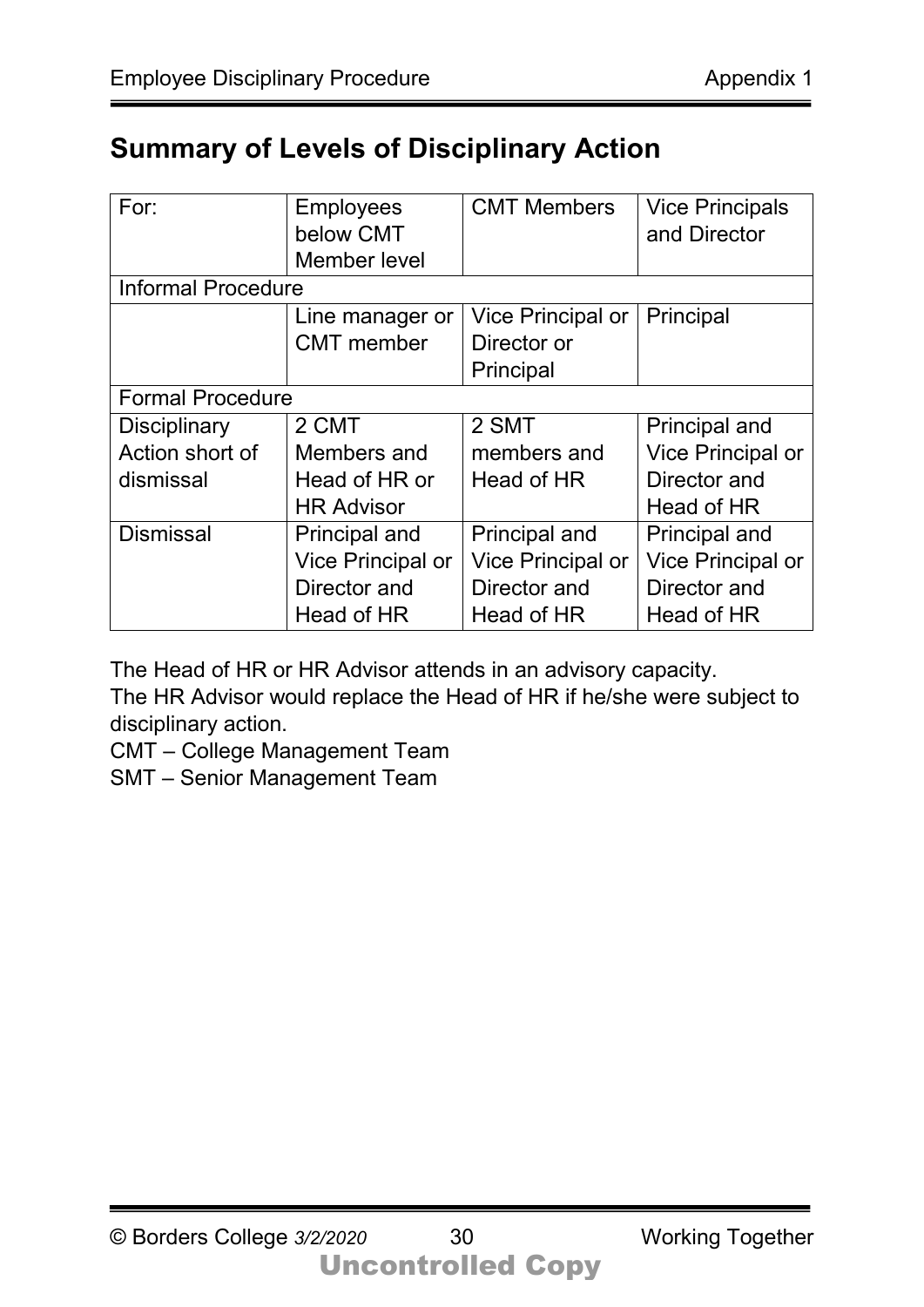## Summary of Levels of Disciplinary Action

| For: | Employees below CMT Member level | CMT Members | Vice Principals and Director |
|---|---|---|---|
| Informal Procedure | | | |
| | Line manager or CMT member | Vice Principal or Director or Principal | Principal |
| Formal Procedure | | | |
| Disciplinary Action short of dismissal | 2 CMT Members and Head of HR or HR Advisor | 2 SMT members and Head of HR | Principal and Vice Principal or Director and Head of HR |
| Dismissal | Principal and Vice Principal or Director and Head of HR | Principal and Vice Principal or Director and Head of HR | Principal and Vice Principal or Director and Head of HR |

The Head of HR or HR Advisor attends in an advisory capacity.
The HR Advisor would replace the Head of HR if he/she were subject to disciplinary action.
CMT – College Management Team
SMT – Senior Management Team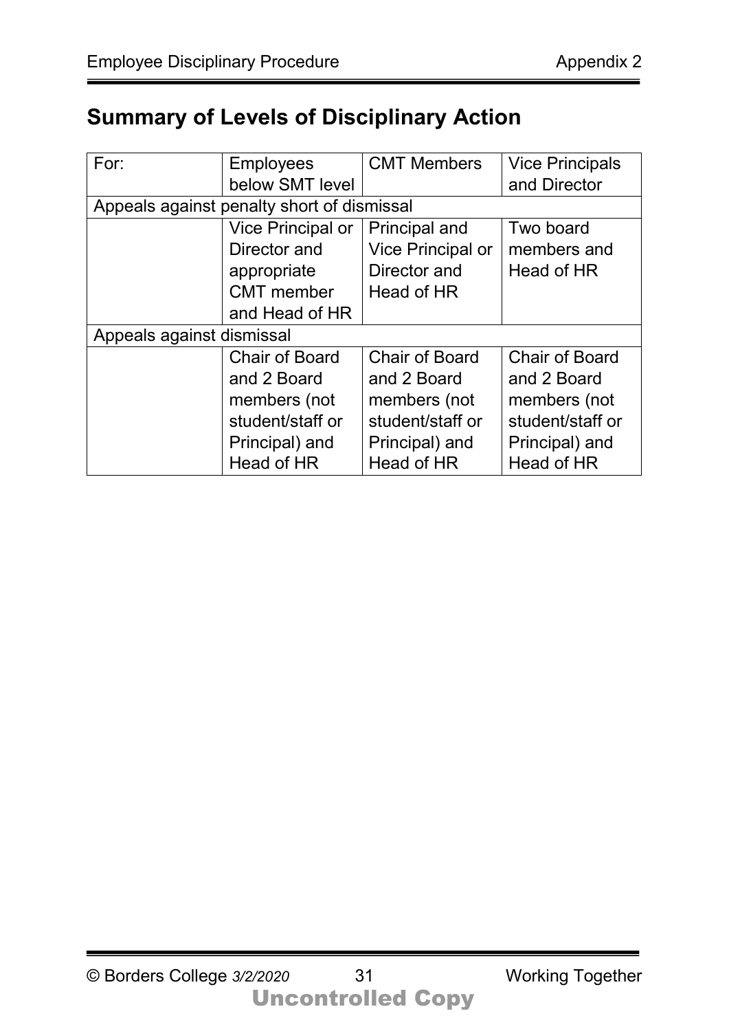## Summary of Levels of Disciplinary Action

| For: | Employees below SMT level | CMT Members | Vice Principals and Director |
|---|---|---|---|
| Appeals against penalty short of dismissal | | | |
| | Vice Principal or Director and appropriate CMT member and Head of HR | Principal and Vice Principal or Director and Head of HR | Two board members and Head of HR |
| Appeals against dismissal | | | |
| | Chair of Board and 2 Board members (not student/staff or Principal) and Head of HR | Chair of Board and 2 Board members (not student/staff or Principal) and Head of HR | Chair of Board and 2 Board members (not student/staff or Principal) and Head of HR |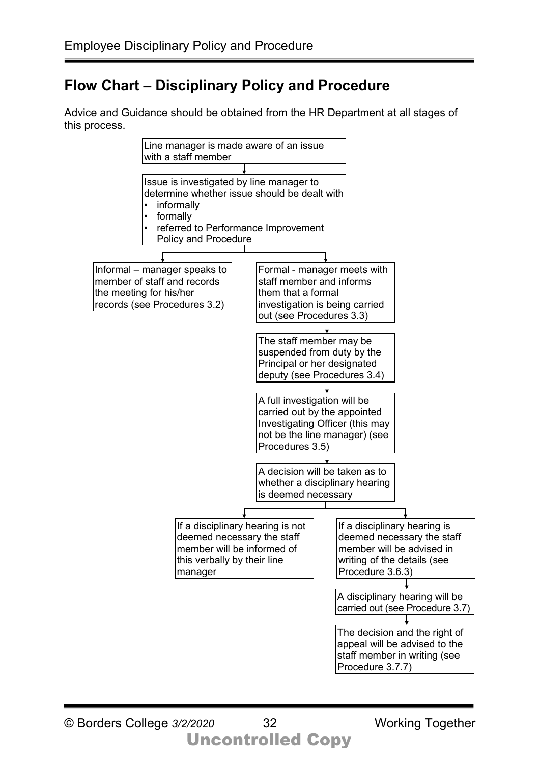## Flow Chart – Disciplinary Policy and Procedure

Advice and Guidance should be obtained from the HR Department at all stages of this process.

Line manager is made aware of an issue with a staff member

↓

Issue is investigated by line manager to determine whether issue should be dealt with
- informally
- formally
- referred to Performance Improvement Policy and Procedure

↓

Informal – manager speaks to member of staff and records the meeting for his/her records (see Procedures 3.2)

Formal - manager meets with staff member and informs them that a formal investigation is being carried out (see Procedures 3.3)

↓

The staff member may be suspended from duty by the Principal or her designated deputy (see Procedures 3.4)

↓

A full investigation will be carried out by the appointed Investigating Officer (this may not be the line manager) (see Procedures 3.5)

↓

A decision will be taken as to whether a disciplinary hearing is deemed necessary

↓

If a disciplinary hearing is not deemed necessary the staff member will be informed of this verbally by their line manager

If a disciplinary hearing is deemed necessary the staff member will be advised in writing of the details (see Procedure 3.6.3)

↓

A disciplinary hearing will be carried out (see Procedure 3.7)

↓

The decision and the right of appeal will be advised to the staff member in writing (see Procedure 3.7.7)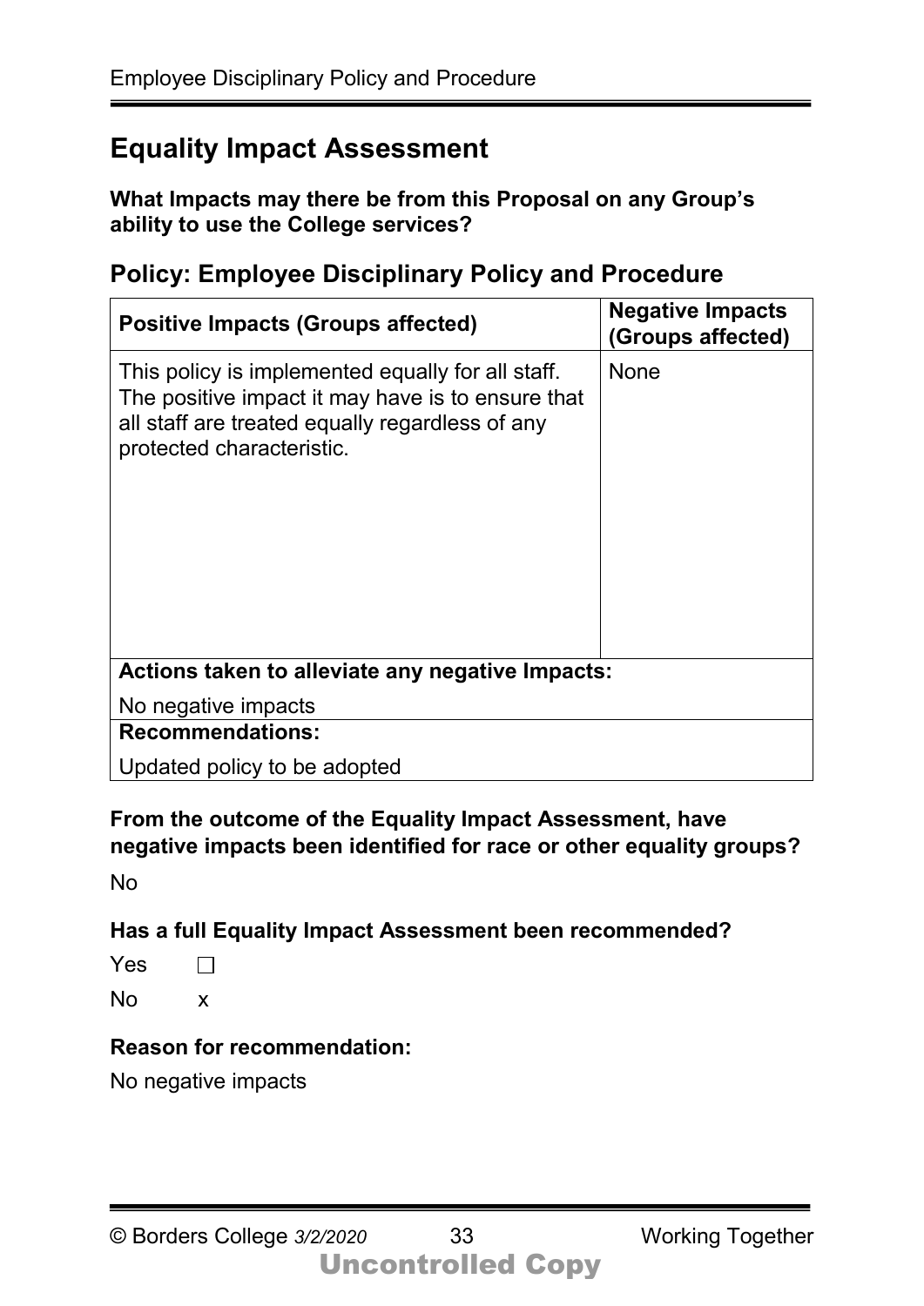## Equality Impact Assessment

**What Impacts may there be from this Proposal on any Group's ability to use the College services?**

### Policy: Employee Disciplinary Policy and Procedure

| Positive Impacts (Groups affected) | Negative Impacts (Groups affected) |
|---|---|
| This policy is implemented equally for all staff. The positive impact it may have is to ensure that all staff are treated equally regardless of any protected characteristic. | None |
| **Actions taken to alleviate any negative Impacts:** | |
| No negative impacts | |
| **Recommendations:** | |
| Updated policy to be adopted | |

**From the outcome of the Equality Impact Assessment, have negative impacts been identified for race or other equality groups?**

No

**Has a full Equality Impact Assessment been recommended?**

Yes ☐

No x

**Reason for recommendation:**

No negative impacts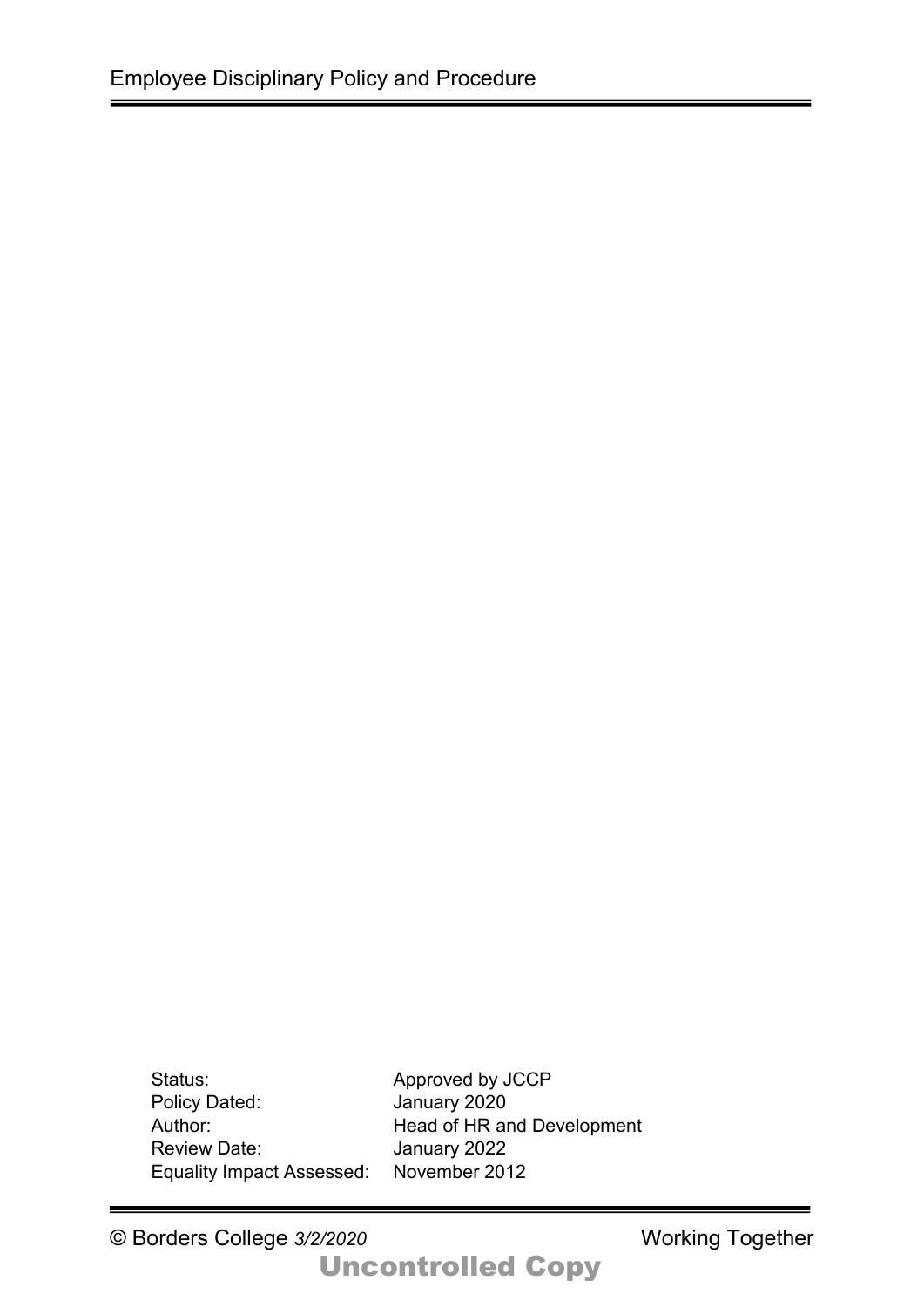| | |
|---|---|
| Status: | Approved by JCCP |
| Policy Dated: | January 2020 |
| Author: | Head of HR and Development |
| Review Date: | January 2022 |
| Equality Impact Assessed: | November 2012 |